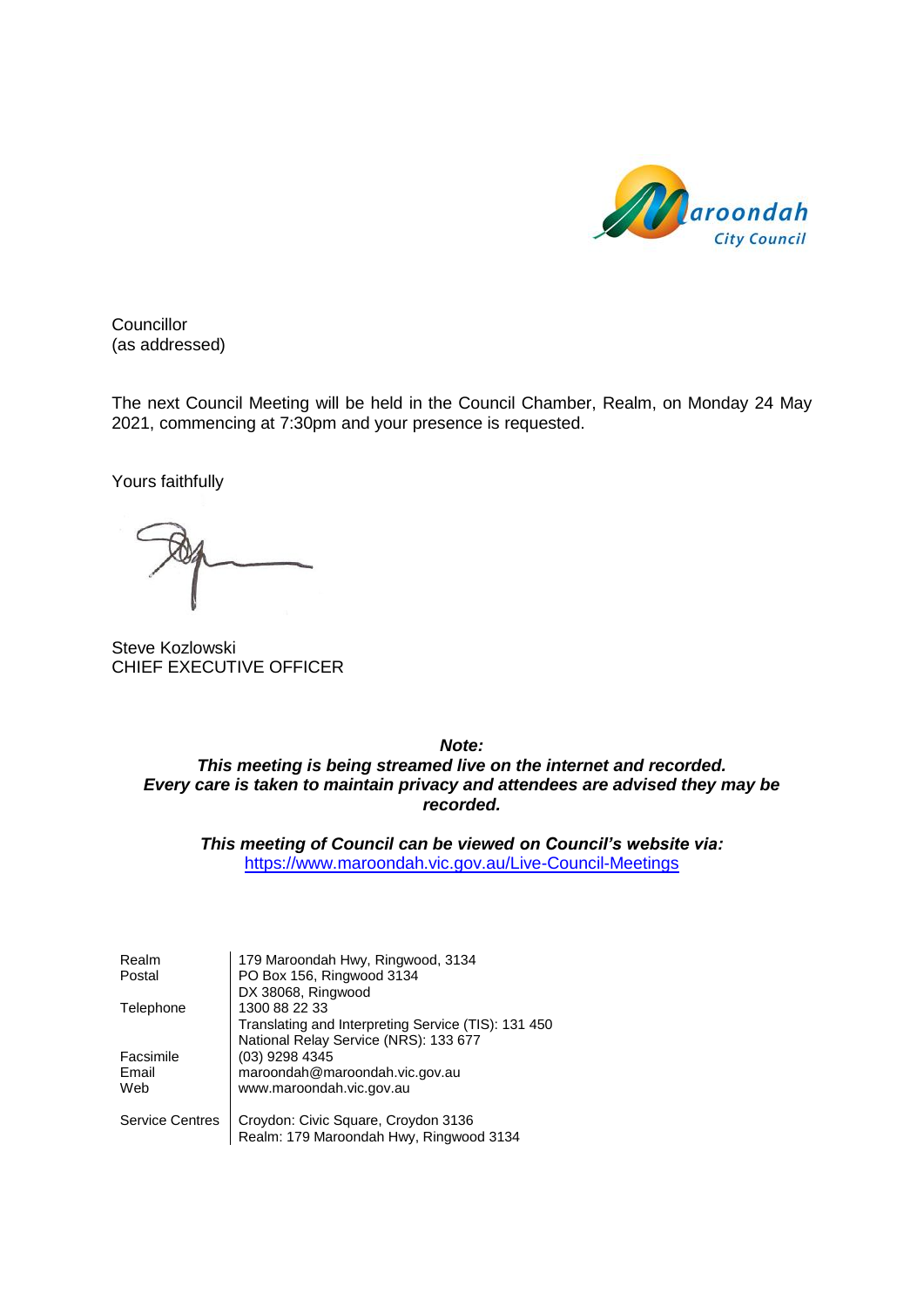Maroondah City Council

Councillor
(as addressed)

The next Council Meeting will be held in the Council Chamber, Realm, on Monday 24 May 2021, commencing at 7:30pm and your presence is requested.

Yours faithfully

Steve Kozlowski
CHIEF EXECUTIVE OFFICER

***Note:***
***This meeting is being streamed live on the internet and recorded.***
***Every care is taken to maintain privacy and attendees are advised they may be recorded.***

***This meeting of Council can be viewed on Council's website via:***
https://www.maroondah.vic.gov.au/Live-Council-Meetings

| | |
|---|---|
| Realm | 179 Maroondah Hwy, Ringwood, 3134 |
| Postal | PO Box 156, Ringwood 3134 |
| | DX 38068, Ringwood |
| Telephone | 1300 88 22 33 |
| | Translating and Interpreting Service (TIS): 131 450 |
| | National Relay Service (NRS): 133 677 |
| Facsimile | (03) 9298 4345 |
| Email | maroondah@maroondah.vic.gov.au |
| Web | www.maroondah.vic.gov.au |
| Service Centres | Croydon: Civic Square, Croydon 3136 |
| | Realm: 179 Maroondah Hwy, Ringwood 3134 |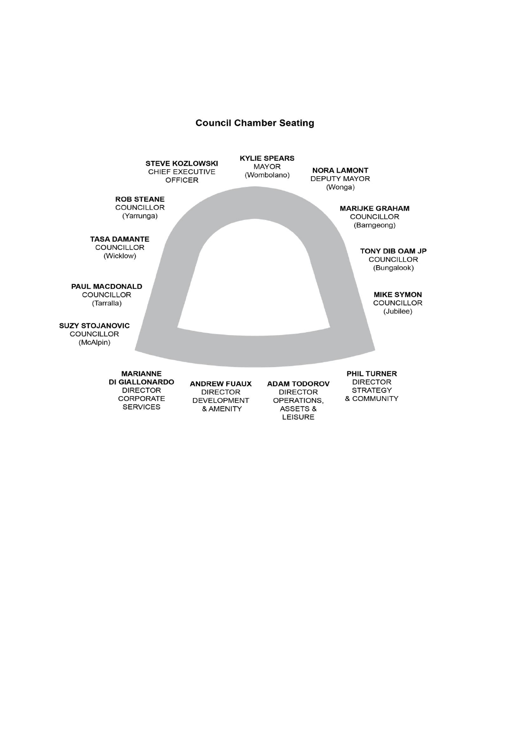# Council Chamber Seating

**STEVE KOZLOWSKI**
CHIEF EXECUTIVE OFFICER

**KYLIE SPEARS**
MAYOR
(Wombolano)

**NORA LAMONT**
DEPUTY MAYOR
(Wonga)

**ROB STEANE**
COUNCILLOR
(Yarrunga)

**MARIJKE GRAHAM**
COUNCILLOR
(Barngeong)

**TASA DAMANTE**
COUNCILLOR
(Wicklow)

**TONY DIB OAM JP**
COUNCILLOR
(Bungalook)

**PAUL MACDONALD**
COUNCILLOR
(Tarralla)

**MIKE SYMON**
COUNCILLOR
(Jubilee)

**SUZY STOJANOVIC**
COUNCILLOR
(McAlpin)

**MARIANNE DI GIALLONARDO**
DIRECTOR CORPORATE SERVICES

**ANDREW FUAUX**
DIRECTOR DEVELOPMENT & AMENITY

**ADAM TODOROV**
DIRECTOR OPERATIONS, ASSETS & LEISURE

**PHIL TURNER**
DIRECTOR STRATEGY & COMMUNITY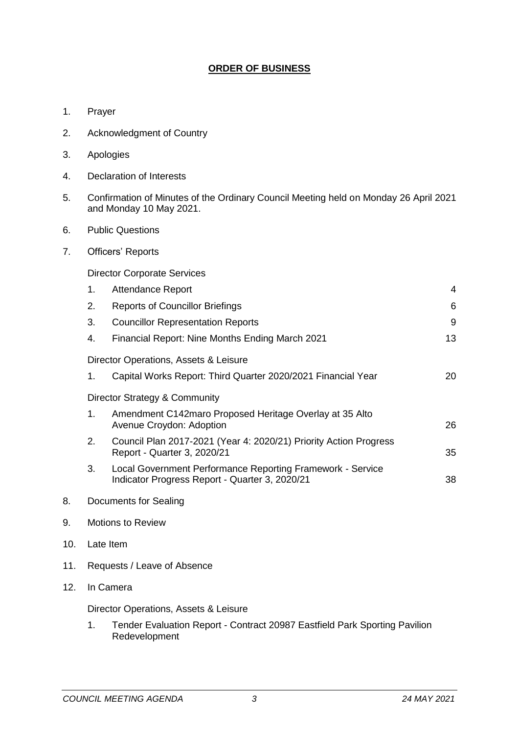# ORDER OF BUSINESS

1. Prayer
2. Acknowledgment of Country
3. Apologies
4. Declaration of Interests
5. Confirmation of Minutes of the Ordinary Council Meeting held on Monday 26 April 2021 and Monday 10 May 2021.
6. Public Questions
7. Officers' Reports

   Director Corporate Services

   | | | |
   |---|---|---|
   | 1. | Attendance Report | 4 |
   | 2. | Reports of Councillor Briefings | 6 |
   | 3. | Councillor Representation Reports | 9 |
   | 4. | Financial Report: Nine Months Ending March 2021 | 13 |

   Director Operations, Assets & Leisure

   | | | |
   |---|---|---|
   | 1. | Capital Works Report: Third Quarter 2020/2021 Financial Year | 20 |

   Director Strategy & Community

   | | | |
   |---|---|---|
   | 1. | Amendment C142maro Proposed Heritage Overlay at 35 Alto Avenue Croydon: Adoption | 26 |
   | 2. | Council Plan 2017-2021 (Year 4: 2020/21) Priority Action Progress Report - Quarter 3, 2020/21 | 35 |
   | 3. | Local Government Performance Reporting Framework - Service Indicator Progress Report - Quarter 3, 2020/21 | 38 |

8. Documents for Sealing
9. Motions to Review
10. Late Item
11. Requests / Leave of Absence
12. In Camera

    Director Operations, Assets & Leisure

    1. Tender Evaluation Report - Contract 20987 Eastfield Park Sporting Pavilion Redevelopment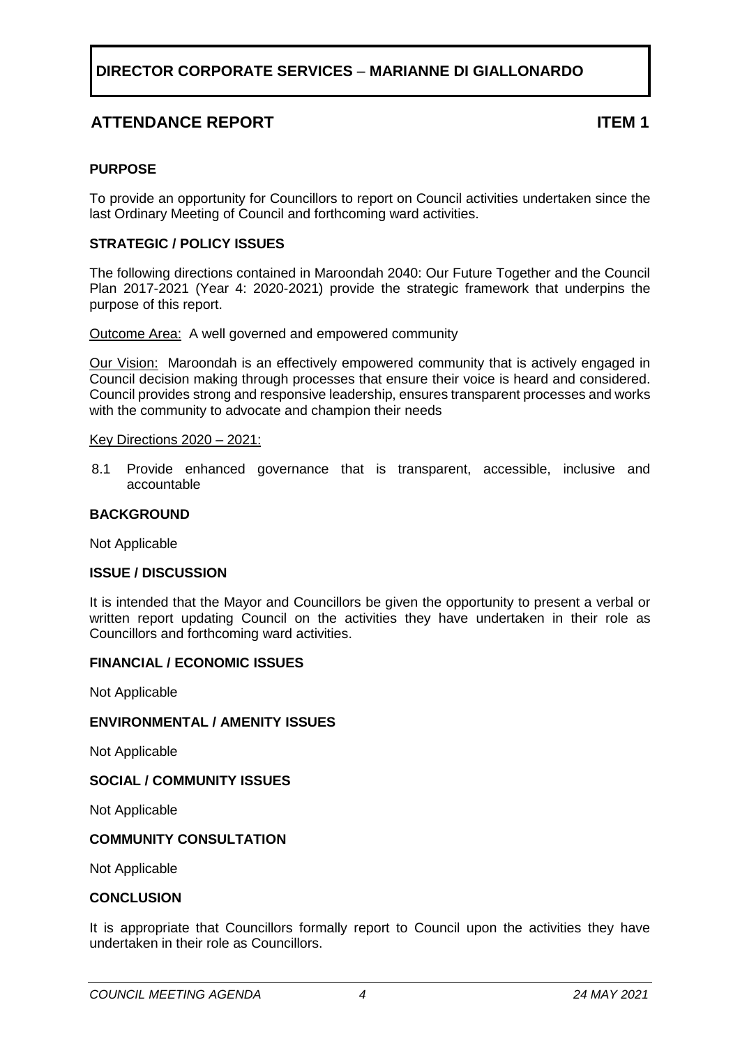# DIRECTOR CORPORATE SERVICES – MARIANNE DI GIALLONARDO

## ATTENDANCE REPORT — ITEM 1

**PURPOSE**

To provide an opportunity for Councillors to report on Council activities undertaken since the last Ordinary Meeting of Council and forthcoming ward activities.

**STRATEGIC / POLICY ISSUES**

The following directions contained in Maroondah 2040: Our Future Together and the Council Plan 2017-2021 (Year 4: 2020-2021) provide the strategic framework that underpins the purpose of this report.

Outcome Area: A well governed and empowered community

Our Vision: Maroondah is an effectively empowered community that is actively engaged in Council decision making through processes that ensure their voice is heard and considered. Council provides strong and responsive leadership, ensures transparent processes and works with the community to advocate and champion their needs

Key Directions 2020 – 2021:

8.1 Provide enhanced governance that is transparent, accessible, inclusive and accountable

**BACKGROUND**

Not Applicable

**ISSUE / DISCUSSION**

It is intended that the Mayor and Councillors be given the opportunity to present a verbal or written report updating Council on the activities they have undertaken in their role as Councillors and forthcoming ward activities.

**FINANCIAL / ECONOMIC ISSUES**

Not Applicable

**ENVIRONMENTAL / AMENITY ISSUES**

Not Applicable

**SOCIAL / COMMUNITY ISSUES**

Not Applicable

**COMMUNITY CONSULTATION**

Not Applicable

**CONCLUSION**

It is appropriate that Councillors formally report to Council upon the activities they have undertaken in their role as Councillors.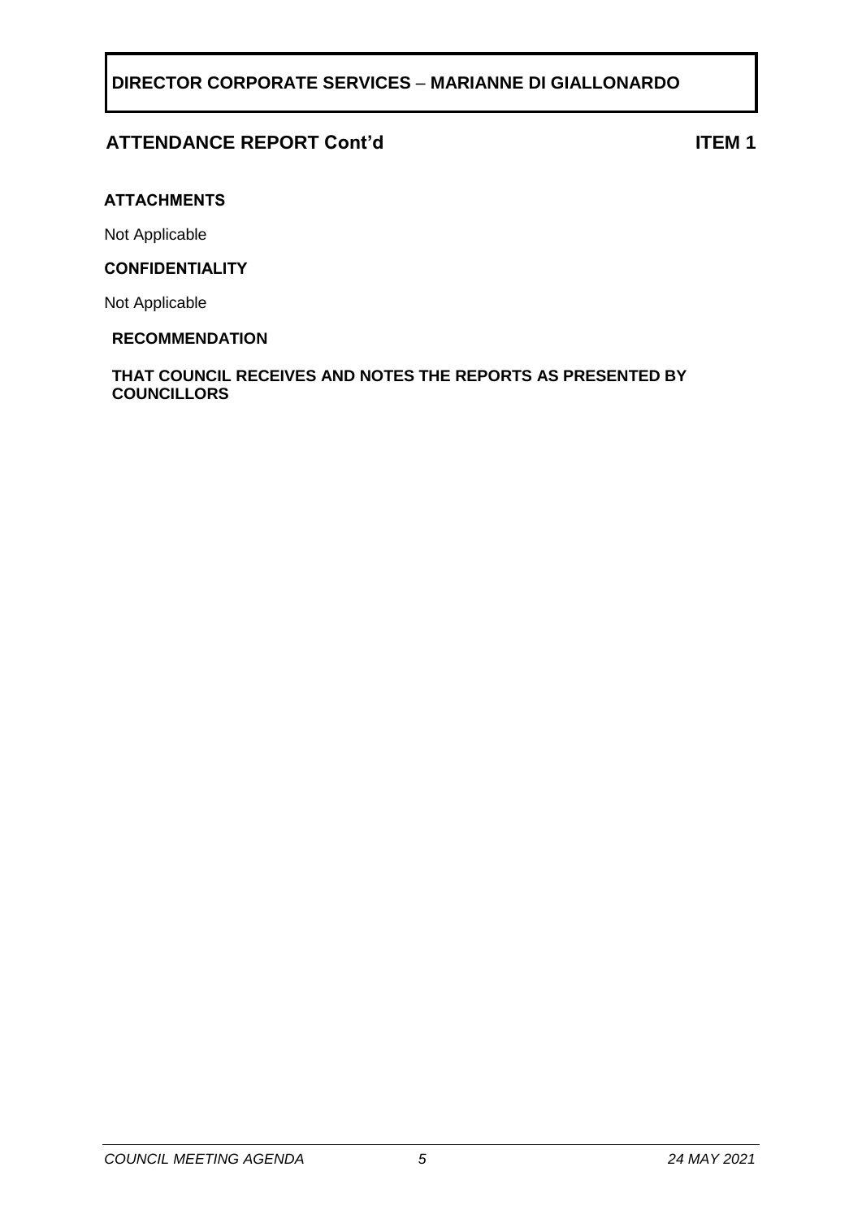## DIRECTOR CORPORATE SERVICES – MARIANNE DI GIALLONARDO

### ATTENDANCE REPORT Cont'd **ITEM 1**

**ATTACHMENTS**

Not Applicable

**CONFIDENTIALITY**

Not Applicable

**RECOMMENDATION**

**THAT COUNCIL RECEIVES AND NOTES THE REPORTS AS PRESENTED BY COUNCILLORS**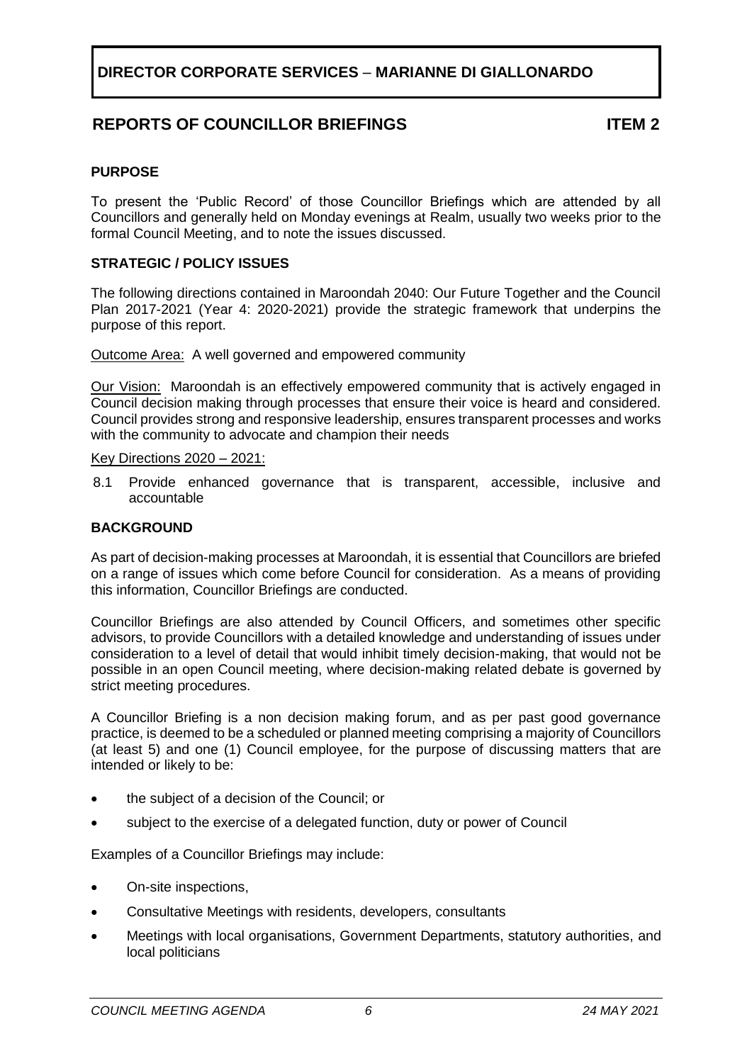## DIRECTOR CORPORATE SERVICES – MARIANNE DI GIALLONARDO

## REPORTS OF COUNCILLOR BRIEFINGS ITEM 2

### PURPOSE

To present the 'Public Record' of those Councillor Briefings which are attended by all Councillors and generally held on Monday evenings at Realm, usually two weeks prior to the formal Council Meeting, and to note the issues discussed.

### STRATEGIC / POLICY ISSUES

The following directions contained in Maroondah 2040: Our Future Together and the Council Plan 2017-2021 (Year 4: 2020-2021) provide the strategic framework that underpins the purpose of this report.

Outcome Area: A well governed and empowered community

Our Vision: Maroondah is an effectively empowered community that is actively engaged in Council decision making through processes that ensure their voice is heard and considered. Council provides strong and responsive leadership, ensures transparent processes and works with the community to advocate and champion their needs

Key Directions 2020 – 2021:

8.1 Provide enhanced governance that is transparent, accessible, inclusive and accountable

### BACKGROUND

As part of decision-making processes at Maroondah, it is essential that Councillors are briefed on a range of issues which come before Council for consideration. As a means of providing this information, Councillor Briefings are conducted.

Councillor Briefings are also attended by Council Officers, and sometimes other specific advisors, to provide Councillors with a detailed knowledge and understanding of issues under consideration to a level of detail that would inhibit timely decision-making, that would not be possible in an open Council meeting, where decision-making related debate is governed by strict meeting procedures.

A Councillor Briefing is a non decision making forum, and as per past good governance practice, is deemed to be a scheduled or planned meeting comprising a majority of Councillors (at least 5) and one (1) Council employee, for the purpose of discussing matters that are intended or likely to be:

- the subject of a decision of the Council; or
- subject to the exercise of a delegated function, duty or power of Council

Examples of a Councillor Briefings may include:

- On-site inspections,
- Consultative Meetings with residents, developers, consultants
- Meetings with local organisations, Government Departments, statutory authorities, and local politicians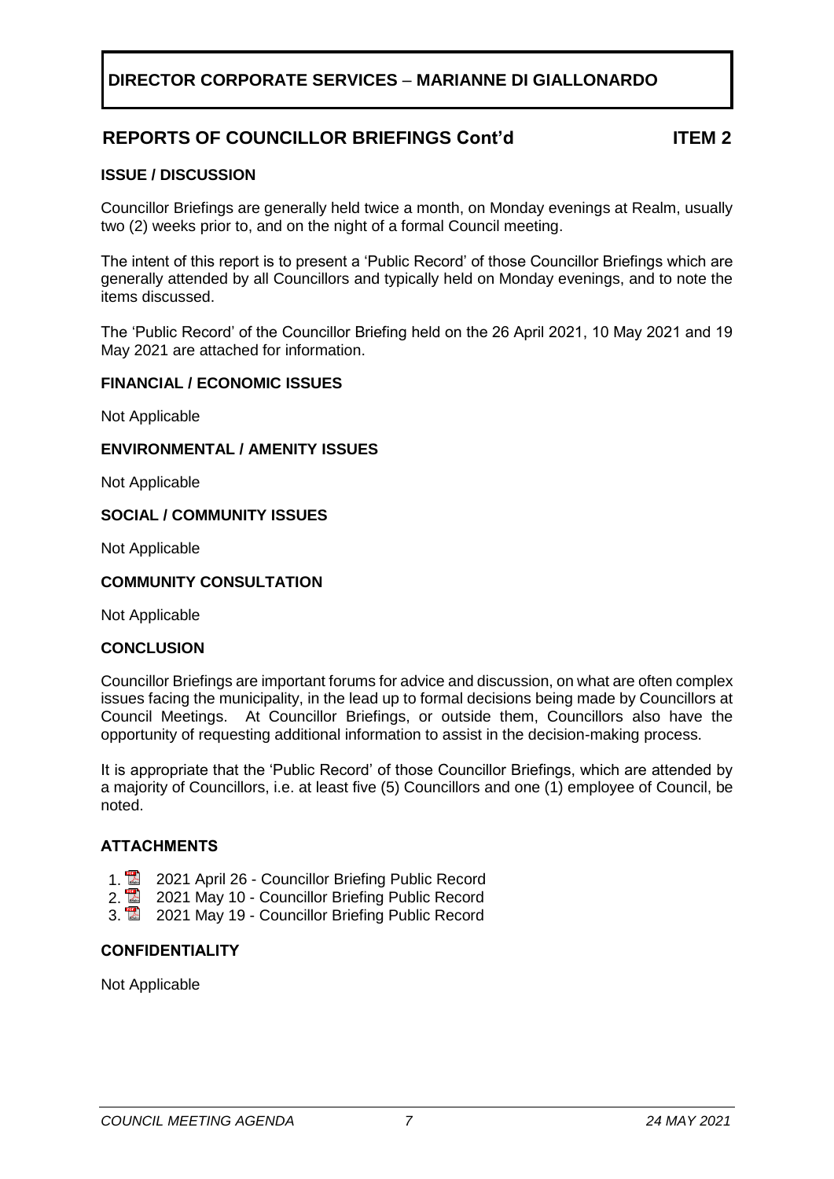**DIRECTOR CORPORATE SERVICES – MARIANNE DI GIALLONARDO**

## REPORTS OF COUNCILLOR BRIEFINGS Cont'd — ITEM 2

### ISSUE / DISCUSSION

Councillor Briefings are generally held twice a month, on Monday evenings at Realm, usually two (2) weeks prior to, and on the night of a formal Council meeting.

The intent of this report is to present a 'Public Record' of those Councillor Briefings which are generally attended by all Councillors and typically held on Monday evenings, and to note the items discussed.

The 'Public Record' of the Councillor Briefing held on the 26 April 2021, 10 May 2021 and 19 May 2021 are attached for information.

### FINANCIAL / ECONOMIC ISSUES

Not Applicable

### ENVIRONMENTAL / AMENITY ISSUES

Not Applicable

### SOCIAL / COMMUNITY ISSUES

Not Applicable

### COMMUNITY CONSULTATION

Not Applicable

### CONCLUSION

Councillor Briefings are important forums for advice and discussion, on what are often complex issues facing the municipality, in the lead up to formal decisions being made by Councillors at Council Meetings. At Councillor Briefings, or outside them, Councillors also have the opportunity of requesting additional information to assist in the decision-making process.

It is appropriate that the 'Public Record' of those Councillor Briefings, which are attended by a majority of Councillors, i.e. at least five (5) Councillors and one (1) employee of Council, be noted.

### ATTACHMENTS

1. 2021 April 26 - Councillor Briefing Public Record
2. 2021 May 10 - Councillor Briefing Public Record
3. 2021 May 19 - Councillor Briefing Public Record

### CONFIDENTIALITY

Not Applicable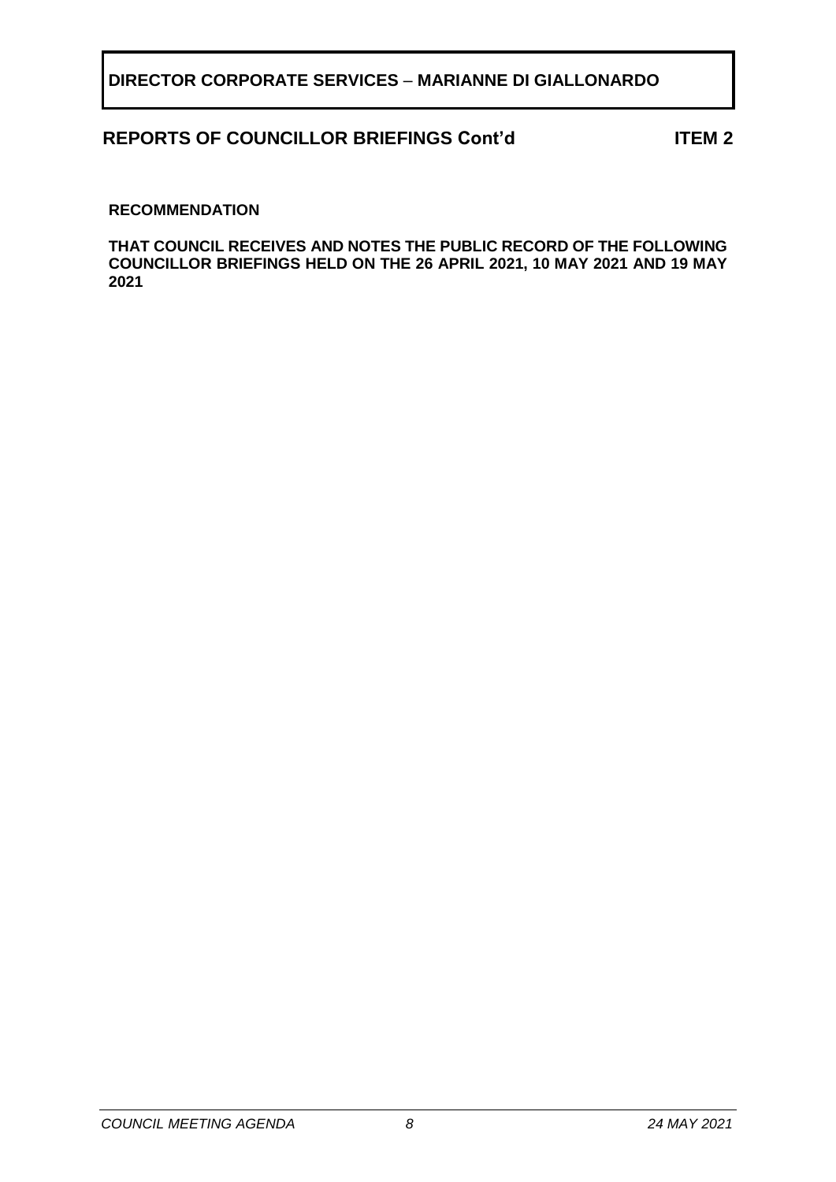**DIRECTOR CORPORATE SERVICES – MARIANNE DI GIALLONARDO**

## REPORTS OF COUNCILLOR BRIEFINGS Cont'd ITEM 2

**RECOMMENDATION**

**THAT COUNCIL RECEIVES AND NOTES THE PUBLIC RECORD OF THE FOLLOWING COUNCILLOR BRIEFINGS HELD ON THE 26 APRIL 2021, 10 MAY 2021 AND 19 MAY 2021**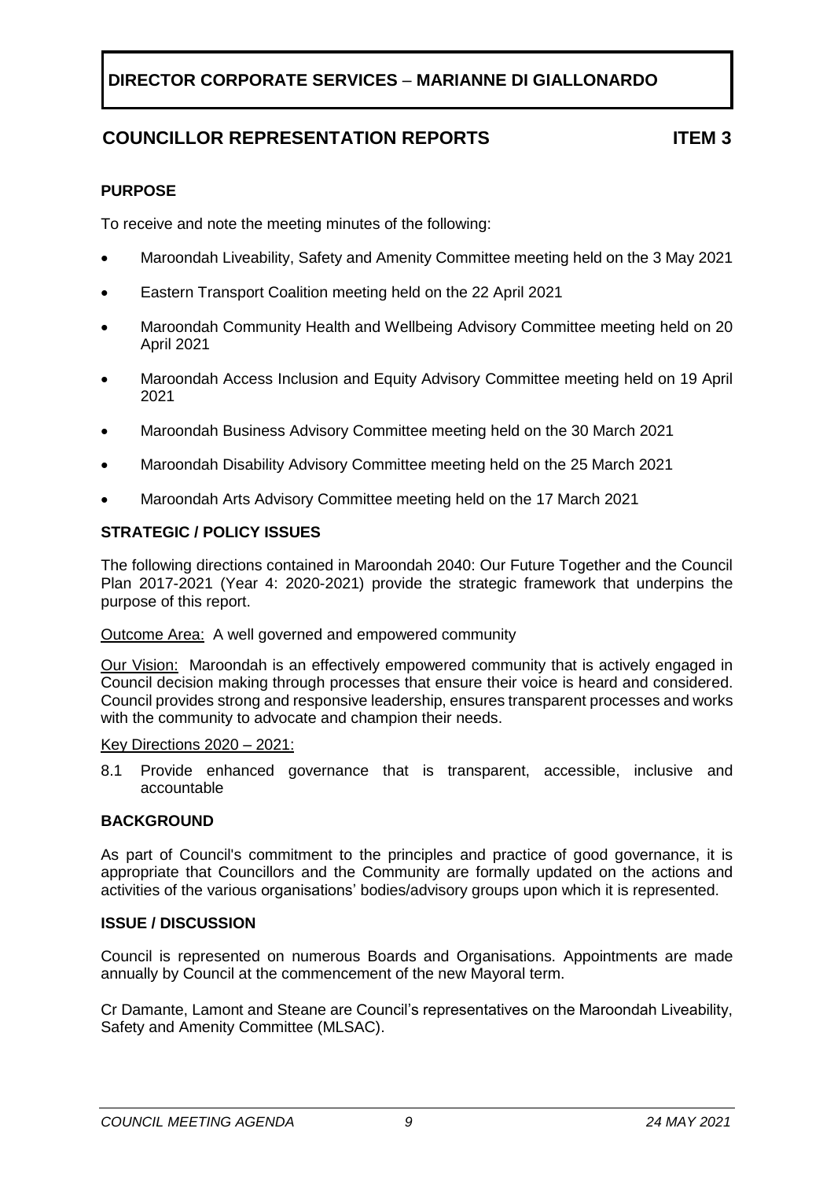## DIRECTOR CORPORATE SERVICES – MARIANNE DI GIALLONARDO

## COUNCILLOR REPRESENTATION REPORTS ITEM 3

### PURPOSE

To receive and note the meeting minutes of the following:

- Maroondah Liveability, Safety and Amenity Committee meeting held on the 3 May 2021
- Eastern Transport Coalition meeting held on the 22 April 2021
- Maroondah Community Health and Wellbeing Advisory Committee meeting held on 20 April 2021
- Maroondah Access Inclusion and Equity Advisory Committee meeting held on 19 April 2021
- Maroondah Business Advisory Committee meeting held on the 30 March 2021
- Maroondah Disability Advisory Committee meeting held on the 25 March 2021
- Maroondah Arts Advisory Committee meeting held on the 17 March 2021

### STRATEGIC / POLICY ISSUES

The following directions contained in Maroondah 2040: Our Future Together and the Council Plan 2017-2021 (Year 4: 2020-2021) provide the strategic framework that underpins the purpose of this report.

Outcome Area: A well governed and empowered community

Our Vision: Maroondah is an effectively empowered community that is actively engaged in Council decision making through processes that ensure their voice is heard and considered. Council provides strong and responsive leadership, ensures transparent processes and works with the community to advocate and champion their needs.

Key Directions 2020 – 2021:

8.1 Provide enhanced governance that is transparent, accessible, inclusive and accountable

### BACKGROUND

As part of Council's commitment to the principles and practice of good governance, it is appropriate that Councillors and the Community are formally updated on the actions and activities of the various organisations' bodies/advisory groups upon which it is represented.

### ISSUE / DISCUSSION

Council is represented on numerous Boards and Organisations. Appointments are made annually by Council at the commencement of the new Mayoral term.

Cr Damante, Lamont and Steane are Council's representatives on the Maroondah Liveability, Safety and Amenity Committee (MLSAC).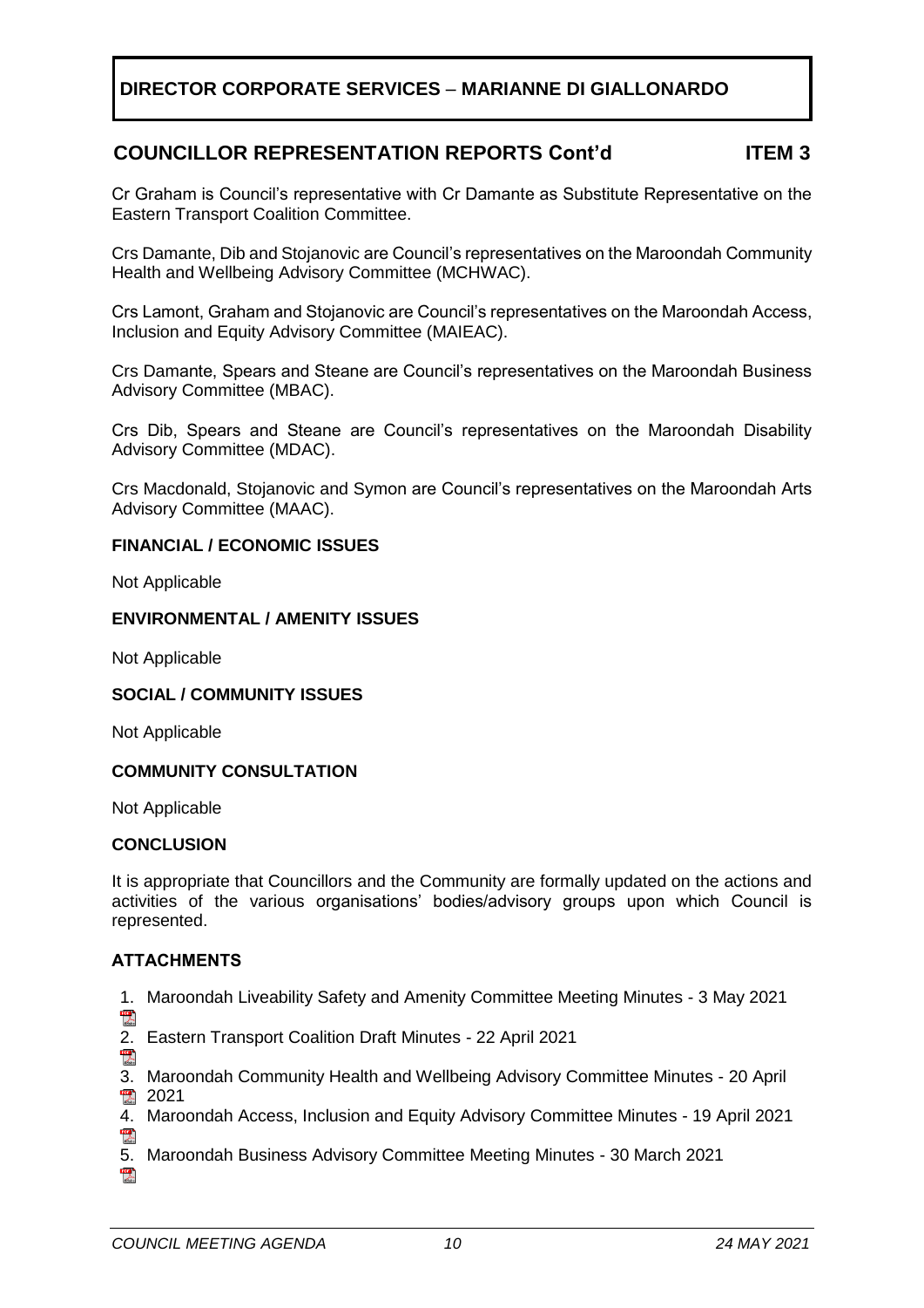**DIRECTOR CORPORATE SERVICES – MARIANNE DI GIALLONARDO**

## COUNCILLOR REPRESENTATION REPORTS Cont'd ITEM 3

Cr Graham is Council's representative with Cr Damante as Substitute Representative on the Eastern Transport Coalition Committee.

Crs Damante, Dib and Stojanovic are Council's representatives on the Maroondah Community Health and Wellbeing Advisory Committee (MCHWAC).

Crs Lamont, Graham and Stojanovic are Council's representatives on the Maroondah Access, Inclusion and Equity Advisory Committee (MAIEAC).

Crs Damante, Spears and Steane are Council's representatives on the Maroondah Business Advisory Committee (MBAC).

Crs Dib, Spears and Steane are Council's representatives on the Maroondah Disability Advisory Committee (MDAC).

Crs Macdonald, Stojanovic and Symon are Council's representatives on the Maroondah Arts Advisory Committee (MAAC).

### FINANCIAL / ECONOMIC ISSUES

Not Applicable

### ENVIRONMENTAL / AMENITY ISSUES

Not Applicable

### SOCIAL / COMMUNITY ISSUES

Not Applicable

### COMMUNITY CONSULTATION

Not Applicable

### CONCLUSION

It is appropriate that Councillors and the Community are formally updated on the actions and activities of the various organisations' bodies/advisory groups upon which Council is represented.

### ATTACHMENTS

1. Maroondah Liveability Safety and Amenity Committee Meeting Minutes - 3 May 2021
2. Eastern Transport Coalition Draft Minutes - 22 April 2021
3. Maroondah Community Health and Wellbeing Advisory Committee Minutes - 20 April 2021
4. Maroondah Access, Inclusion and Equity Advisory Committee Minutes - 19 April 2021
5. Maroondah Business Advisory Committee Meeting Minutes - 30 March 2021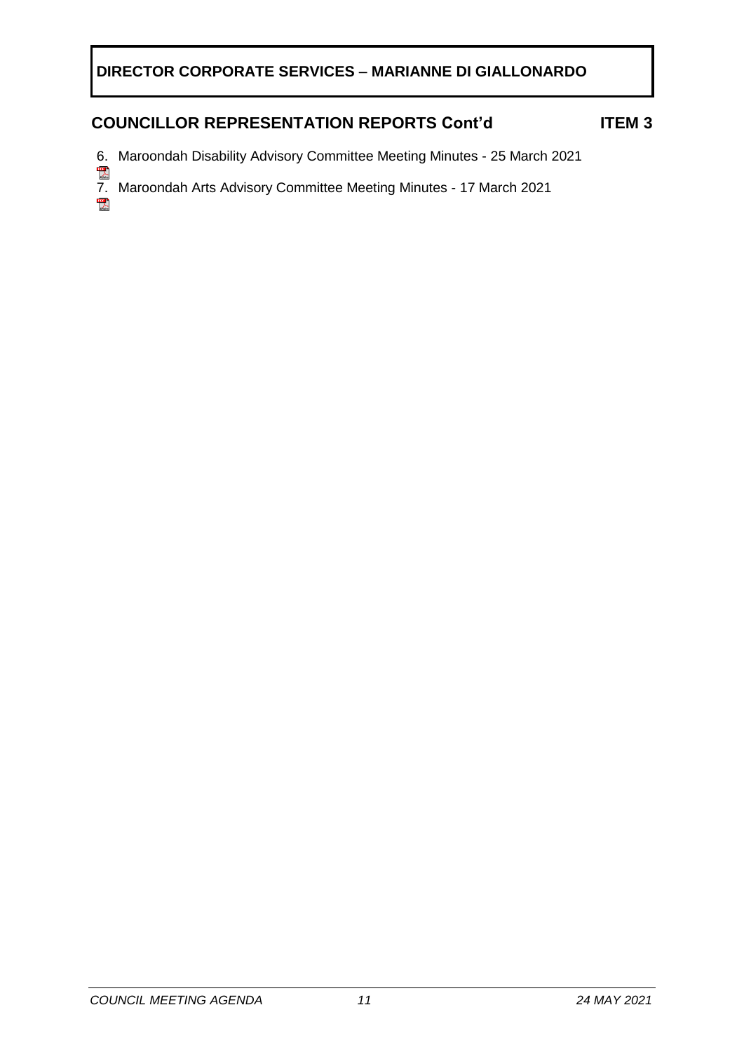**DIRECTOR CORPORATE SERVICES – MARIANNE DI GIALLONARDO**

## COUNCILLOR REPRESENTATION REPORTS Cont'd ITEM 3

6. Maroondah Disability Advisory Committee Meeting Minutes - 25 March 2021
7. Maroondah Arts Advisory Committee Meeting Minutes - 17 March 2021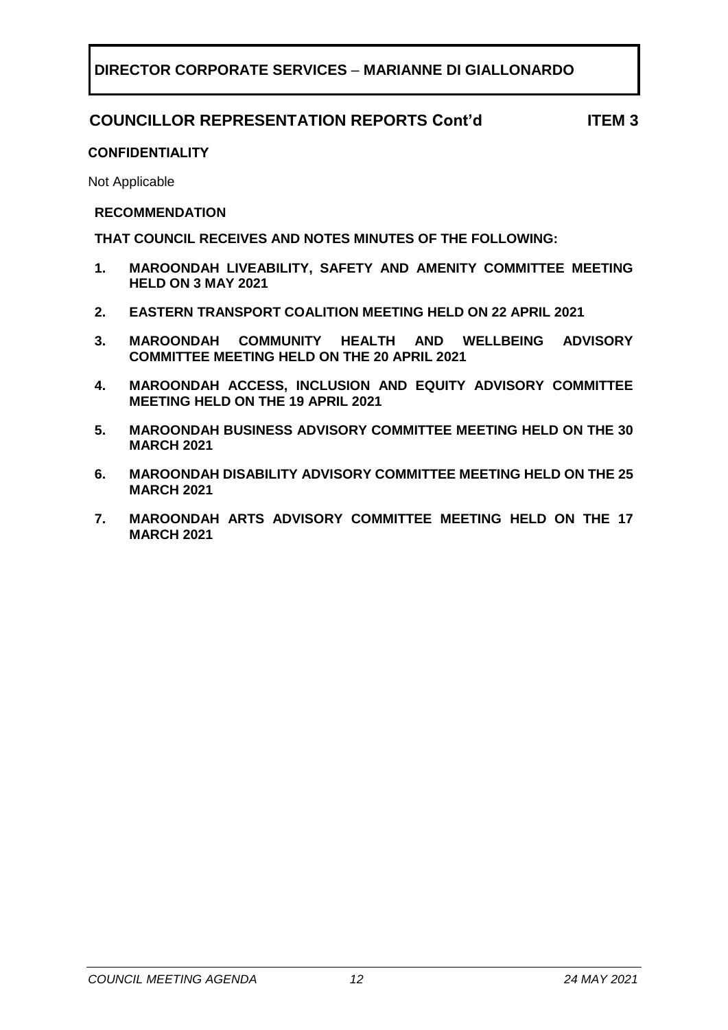**DIRECTOR CORPORATE SERVICES – MARIANNE DI GIALLONARDO**

## COUNCILLOR REPRESENTATION REPORTS Cont'd ITEM 3

**CONFIDENTIALITY**

Not Applicable

**RECOMMENDATION**

**THAT COUNCIL RECEIVES AND NOTES MINUTES OF THE FOLLOWING:**

1. **MAROONDAH LIVEABILITY, SAFETY AND AMENITY COMMITTEE MEETING HELD ON 3 MAY 2021**
2. **EASTERN TRANSPORT COALITION MEETING HELD ON 22 APRIL 2021**
3. **MAROONDAH COMMUNITY HEALTH AND WELLBEING ADVISORY COMMITTEE MEETING HELD ON THE 20 APRIL 2021**
4. **MAROONDAH ACCESS, INCLUSION AND EQUITY ADVISORY COMMITTEE MEETING HELD ON THE 19 APRIL 2021**
5. **MAROONDAH BUSINESS ADVISORY COMMITTEE MEETING HELD ON THE 30 MARCH 2021**
6. **MAROONDAH DISABILITY ADVISORY COMMITTEE MEETING HELD ON THE 25 MARCH 2021**
7. **MAROONDAH ARTS ADVISORY COMMITTEE MEETING HELD ON THE 17 MARCH 2021**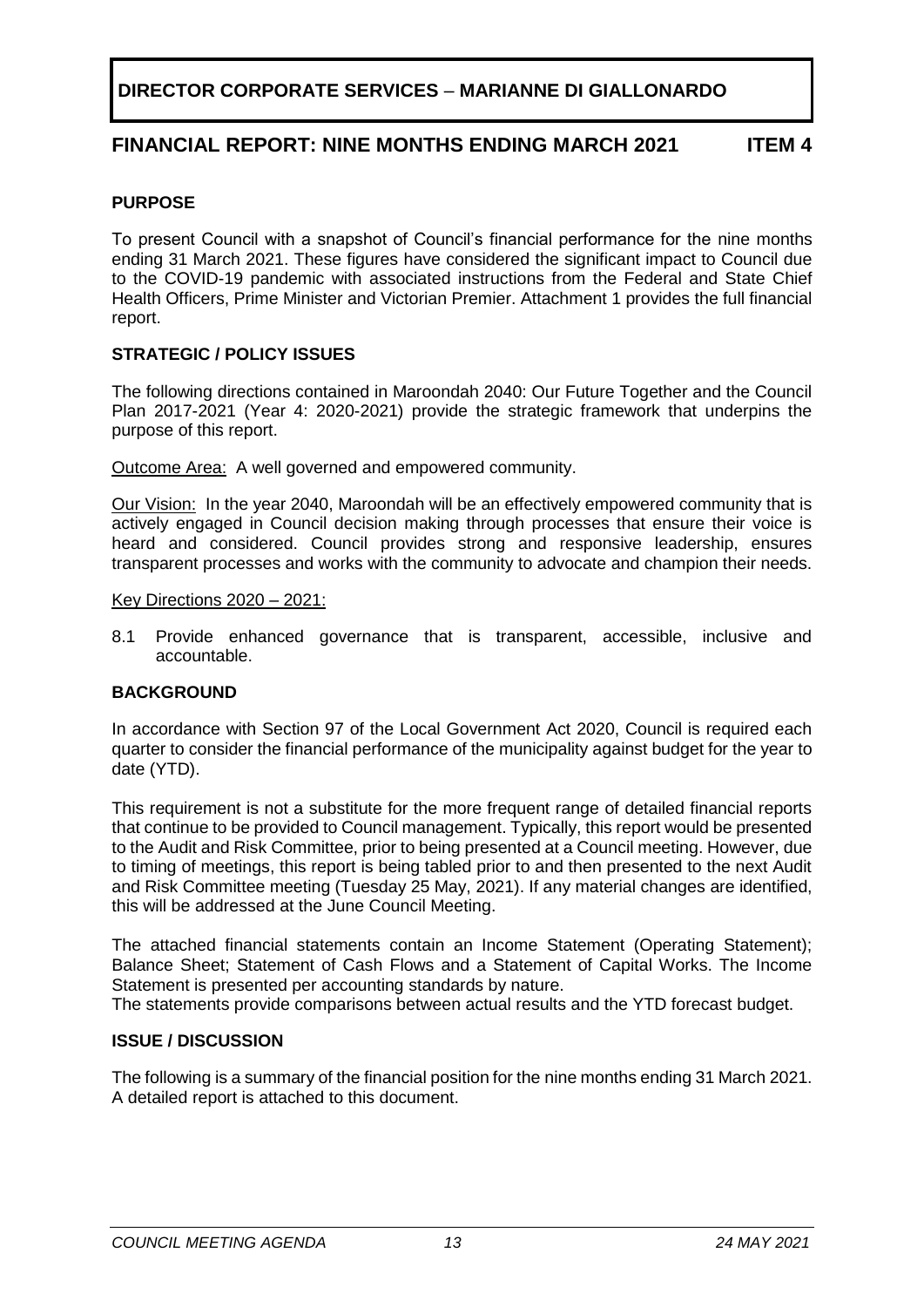**DIRECTOR CORPORATE SERVICES – MARIANNE DI GIALLONARDO**

## FINANCIAL REPORT: NINE MONTHS ENDING MARCH 2021 ITEM 4

### PURPOSE

To present Council with a snapshot of Council's financial performance for the nine months ending 31 March 2021. These figures have considered the significant impact to Council due to the COVID-19 pandemic with associated instructions from the Federal and State Chief Health Officers, Prime Minister and Victorian Premier. Attachment 1 provides the full financial report.

### STRATEGIC / POLICY ISSUES

The following directions contained in Maroondah 2040: Our Future Together and the Council Plan 2017-2021 (Year 4: 2020-2021) provide the strategic framework that underpins the purpose of this report.

Outcome Area: A well governed and empowered community.

Our Vision: In the year 2040, Maroondah will be an effectively empowered community that is actively engaged in Council decision making through processes that ensure their voice is heard and considered. Council provides strong and responsive leadership, ensures transparent processes and works with the community to advocate and champion their needs.

Key Directions 2020 – 2021:

8.1 Provide enhanced governance that is transparent, accessible, inclusive and accountable.

### BACKGROUND

In accordance with Section 97 of the Local Government Act 2020, Council is required each quarter to consider the financial performance of the municipality against budget for the year to date (YTD).

This requirement is not a substitute for the more frequent range of detailed financial reports that continue to be provided to Council management. Typically, this report would be presented to the Audit and Risk Committee, prior to being presented at a Council meeting. However, due to timing of meetings, this report is being tabled prior to and then presented to the next Audit and Risk Committee meeting (Tuesday 25 May, 2021). If any material changes are identified, this will be addressed at the June Council Meeting.

The attached financial statements contain an Income Statement (Operating Statement); Balance Sheet; Statement of Cash Flows and a Statement of Capital Works. The Income Statement is presented per accounting standards by nature.

The statements provide comparisons between actual results and the YTD forecast budget.

### ISSUE / DISCUSSION

The following is a summary of the financial position for the nine months ending 31 March 2021. A detailed report is attached to this document.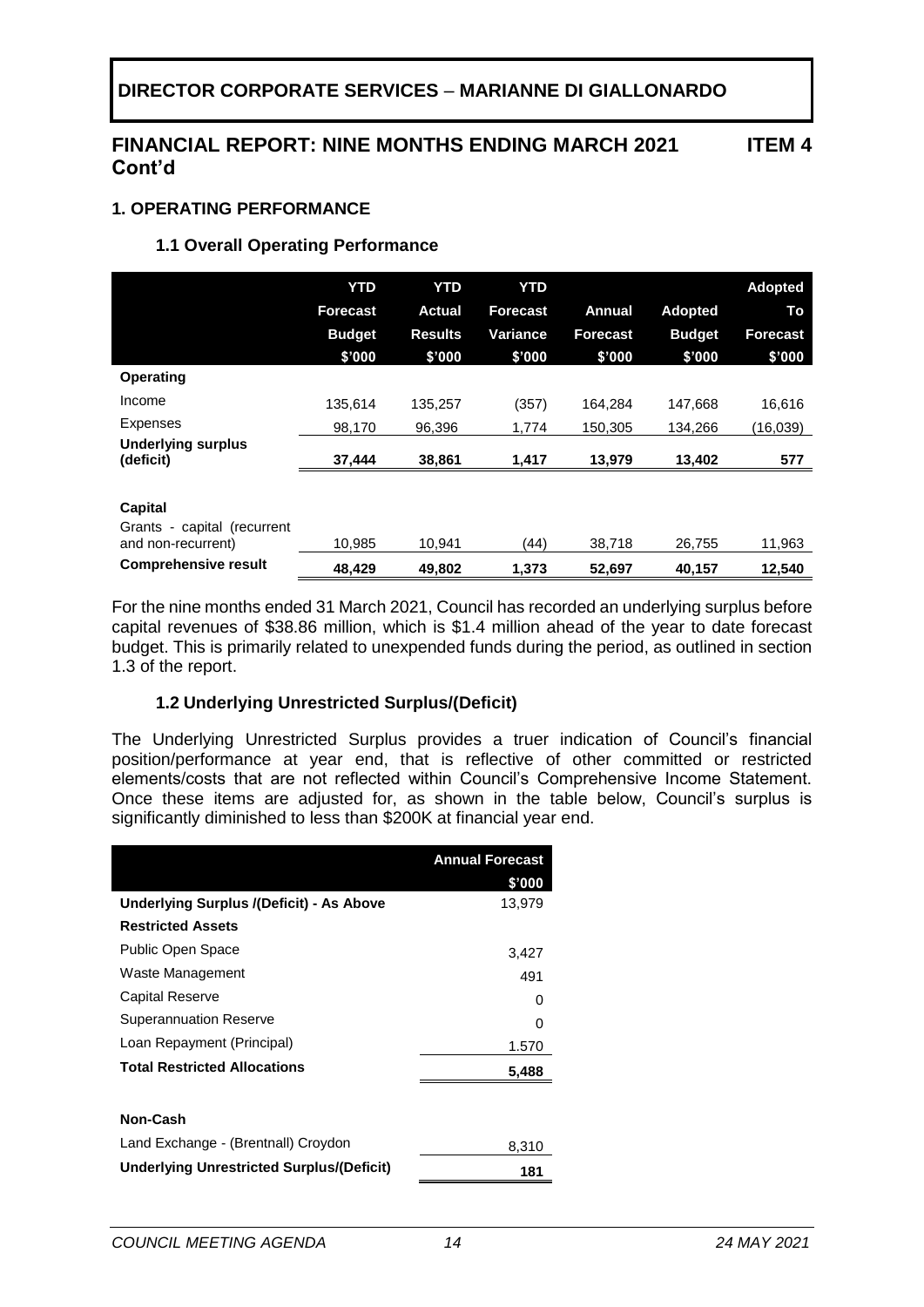# DIRECTOR CORPORATE SERVICES – MARIANNE DI GIALLONARDO

## FINANCIAL REPORT: NINE MONTHS ENDING MARCH 2021 Cont'd

**ITEM 4**

### 1. OPERATING PERFORMANCE

#### 1.1 Overall Operating Performance

| | YTD Forecast Budget $'000 | YTD Actual Results $'000 | YTD Forecast Variance $'000 | Annual Forecast $'000 | Adopted Budget $'000 | Adopted To Forecast $'000 |
|---|---|---|---|---|---|---|
| **Operating** | | | | | | |
| Income | 135,614 | 135,257 | (357) | 164,284 | 147,668 | 16,616 |
| Expenses | 98,170 | 96,396 | 1,774 | 150,305 | 134,266 | (16,039) |
| **Underlying surplus (deficit)** | **37,444** | **38,861** | **1,417** | **13,979** | **13,402** | **577** |
| **Capital** | | | | | | |
| Grants - capital (recurrent and non-recurrent) | 10,985 | 10,941 | (44) | 38,718 | 26,755 | 11,963 |
| **Comprehensive result** | **48,429** | **49,802** | **1,373** | **52,697** | **40,157** | **12,540** |

For the nine months ended 31 March 2021, Council has recorded an underlying surplus before capital revenues of $38.86 million, which is $1.4 million ahead of the year to date forecast budget. This is primarily related to unexpended funds during the period, as outlined in section 1.3 of the report.

#### 1.2 Underlying Unrestricted Surplus/(Deficit)

The Underlying Unrestricted Surplus provides a truer indication of Council's financial position/performance at year end, that is reflective of other committed or restricted elements/costs that are not reflected within Council's Comprehensive Income Statement. Once these items are adjusted for, as shown in the table below, Council's surplus is significantly diminished to less than $200K at financial year end.

| | Annual Forecast $'000 |
|---|---|
| **Underlying Surplus /(Deficit) - As Above** | 13,979 |
| **Restricted Assets** | |
| Public Open Space | 3,427 |
| Waste Management | 491 |
| Capital Reserve | 0 |
| Superannuation Reserve | 0 |
| Loan Repayment (Principal) | 1.570 |
| **Total Restricted Allocations** | **5,488** |
| | |
| **Non-Cash** | |
| Land Exchange - (Brentnall) Croydon | 8,310 |
| **Underlying Unrestricted Surplus/(Deficit)** | **181** |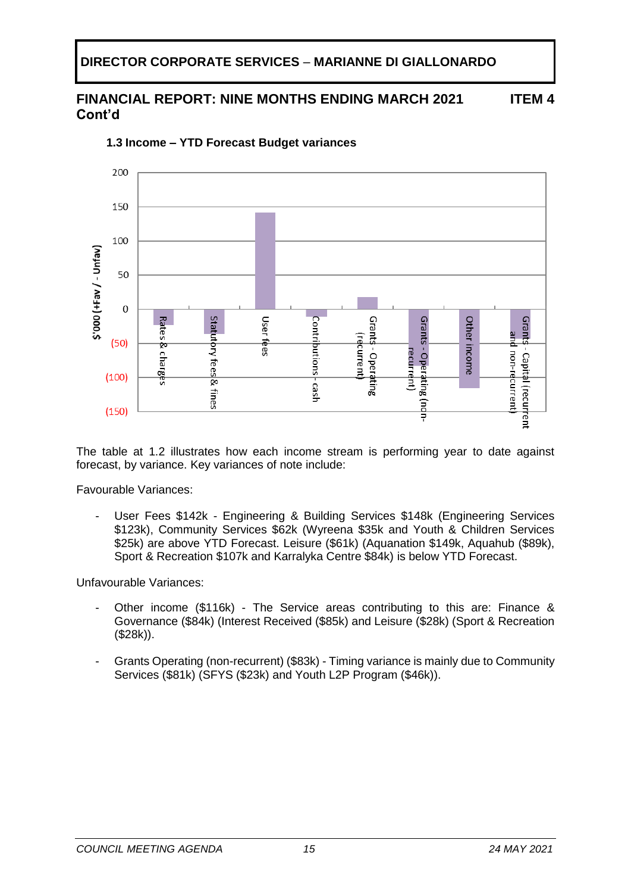**DIRECTOR CORPORATE SERVICES – MARIANNE DI GIALLONARDO**

## FINANCIAL REPORT: NINE MONTHS ENDING MARCH 2021 Cont'd

**ITEM 4**

### 1.3 Income – YTD Forecast Budget variances

The table at 1.2 illustrates how each income stream is performing year to date against forecast, by variance. Key variances of note include:

Favourable Variances:

- User Fees $142k - Engineering & Building Services $148k (Engineering Services $123k), Community Services $62k (Wyreena $35k and Youth & Children Services $25k) are above YTD Forecast. Leisure ($61k) (Aquanation $149k, Aquahub ($89k), Sport & Recreation $107k and Karralyka Centre $84k) is below YTD Forecast.

Unfavourable Variances:

- Other income ($116k) - The Service areas contributing to this are: Finance & Governance ($84k) (Interest Received ($85k) and Leisure ($28k) (Sport & Recreation ($28k)).

- Grants Operating (non-recurrent) ($83k) - Timing variance is mainly due to Community Services ($81k) (SFYS ($23k) and Youth L2P Program ($46k)).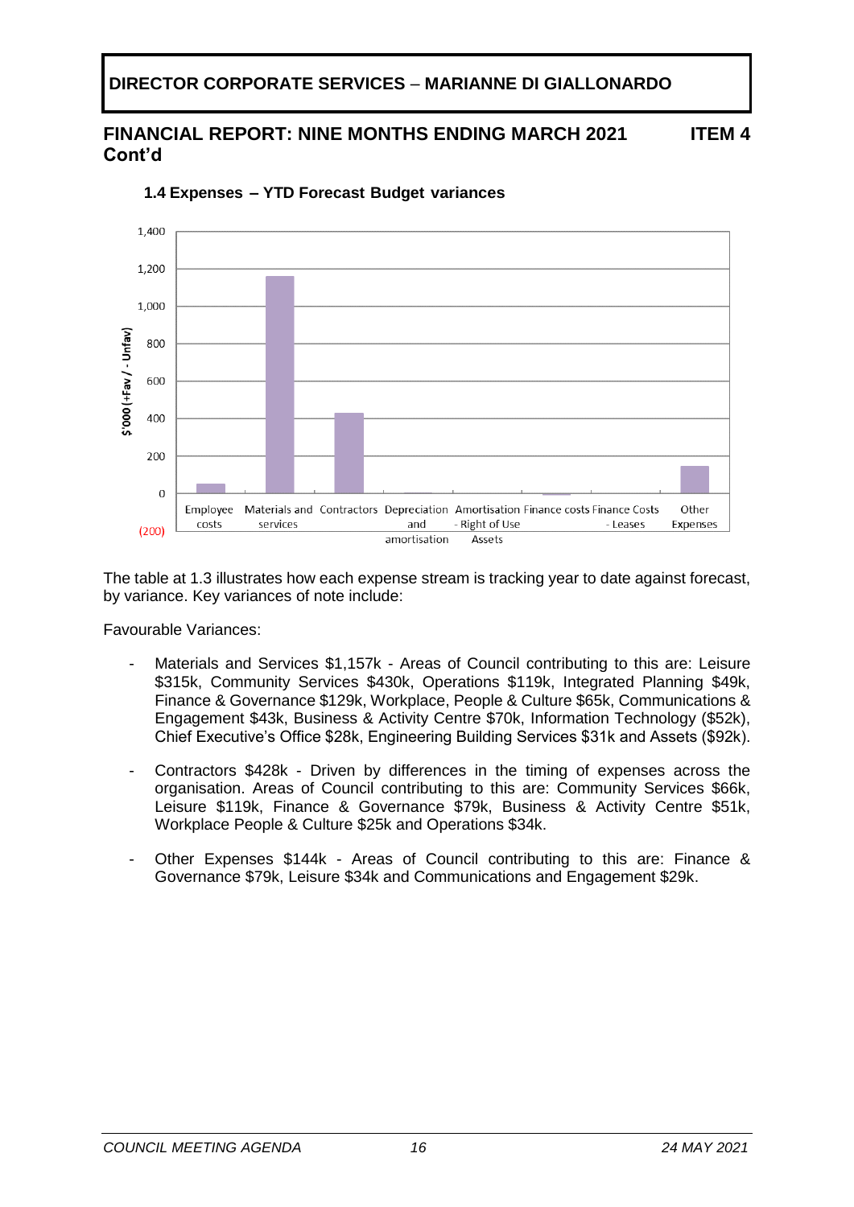**DIRECTOR CORPORATE SERVICES – MARIANNE DI GIALLONARDO**

## FINANCIAL REPORT: NINE MONTHS ENDING MARCH 2021 Cont'd

**ITEM 4**

### 1.4 Expenses – YTD Forecast Budget variances

The table at 1.3 illustrates how each expense stream is tracking year to date against forecast, by variance. Key variances of note include:

Favourable Variances:

- Materials and Services $1,157k - Areas of Council contributing to this are: Leisure $315k, Community Services $430k, Operations $119k, Integrated Planning $49k, Finance & Governance $129k, Workplace, People & Culture $65k, Communications & Engagement $43k, Business & Activity Centre $70k, Information Technology ($52k), Chief Executive's Office $28k, Engineering Building Services $31k and Assets ($92k).

- Contractors $428k - Driven by differences in the timing of expenses across the organisation. Areas of Council contributing to this are: Community Services $66k, Leisure $119k, Finance & Governance $79k, Business & Activity Centre $51k, Workplace People & Culture $25k and Operations $34k.

- Other Expenses $144k - Areas of Council contributing to this are: Finance & Governance $79k, Leisure $34k and Communications and Engagement $29k.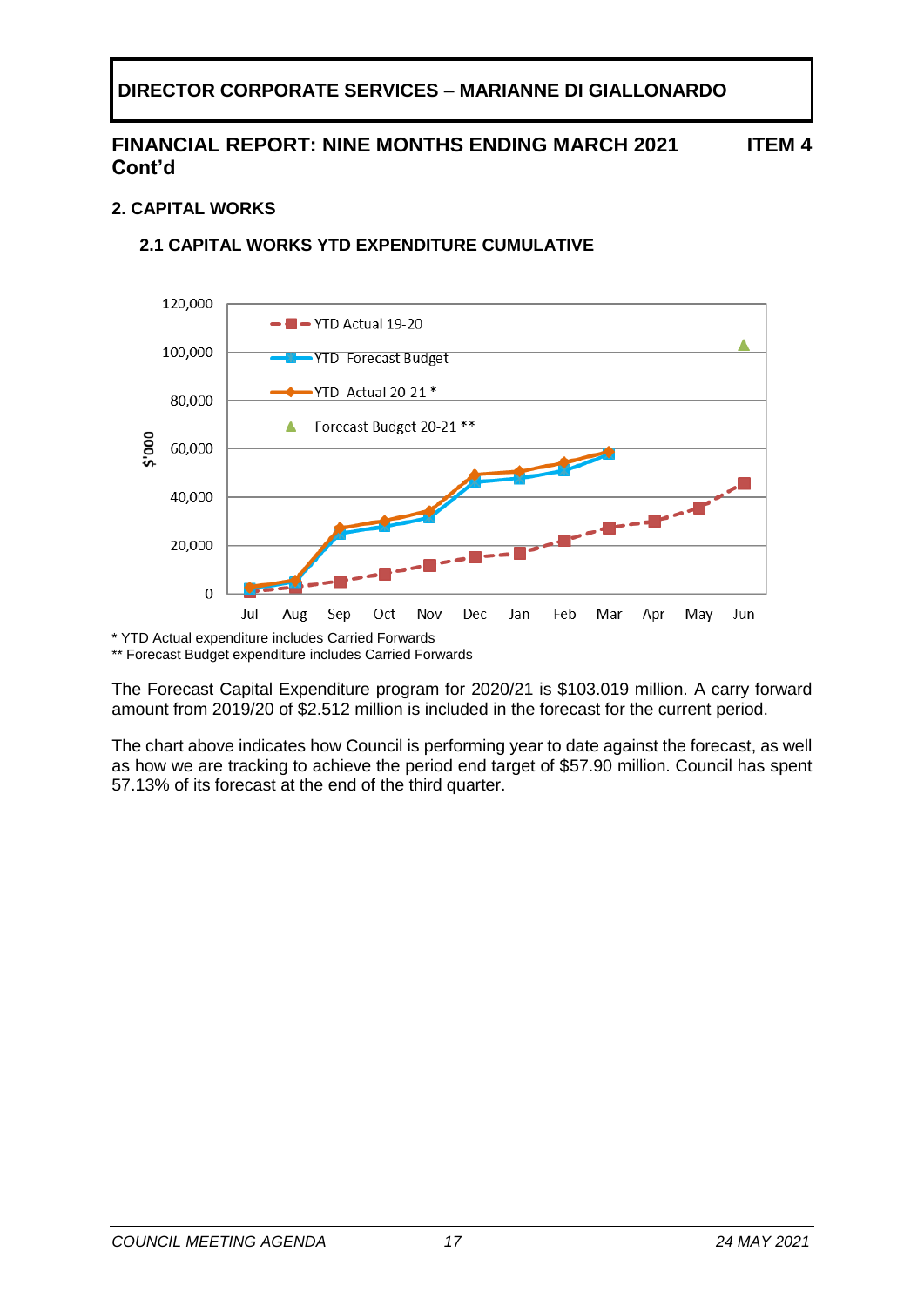**DIRECTOR CORPORATE SERVICES – MARIANNE DI GIALLONARDO**

## FINANCIAL REPORT: NINE MONTHS ENDING MARCH 2021 Cont'd

**ITEM 4**

### 2. CAPITAL WORKS

#### 2.1 CAPITAL WORKS YTD EXPENDITURE CUMULATIVE

\* YTD Actual expenditure includes Carried Forwards
\*\* Forecast Budget expenditure includes Carried Forwards

The Forecast Capital Expenditure program for 2020/21 is $103.019 million. A carry forward amount from 2019/20 of $2.512 million is included in the forecast for the current period.

The chart above indicates how Council is performing year to date against the forecast, as well as how we are tracking to achieve the period end target of $57.90 million. Council has spent 57.13% of its forecast at the end of the third quarter.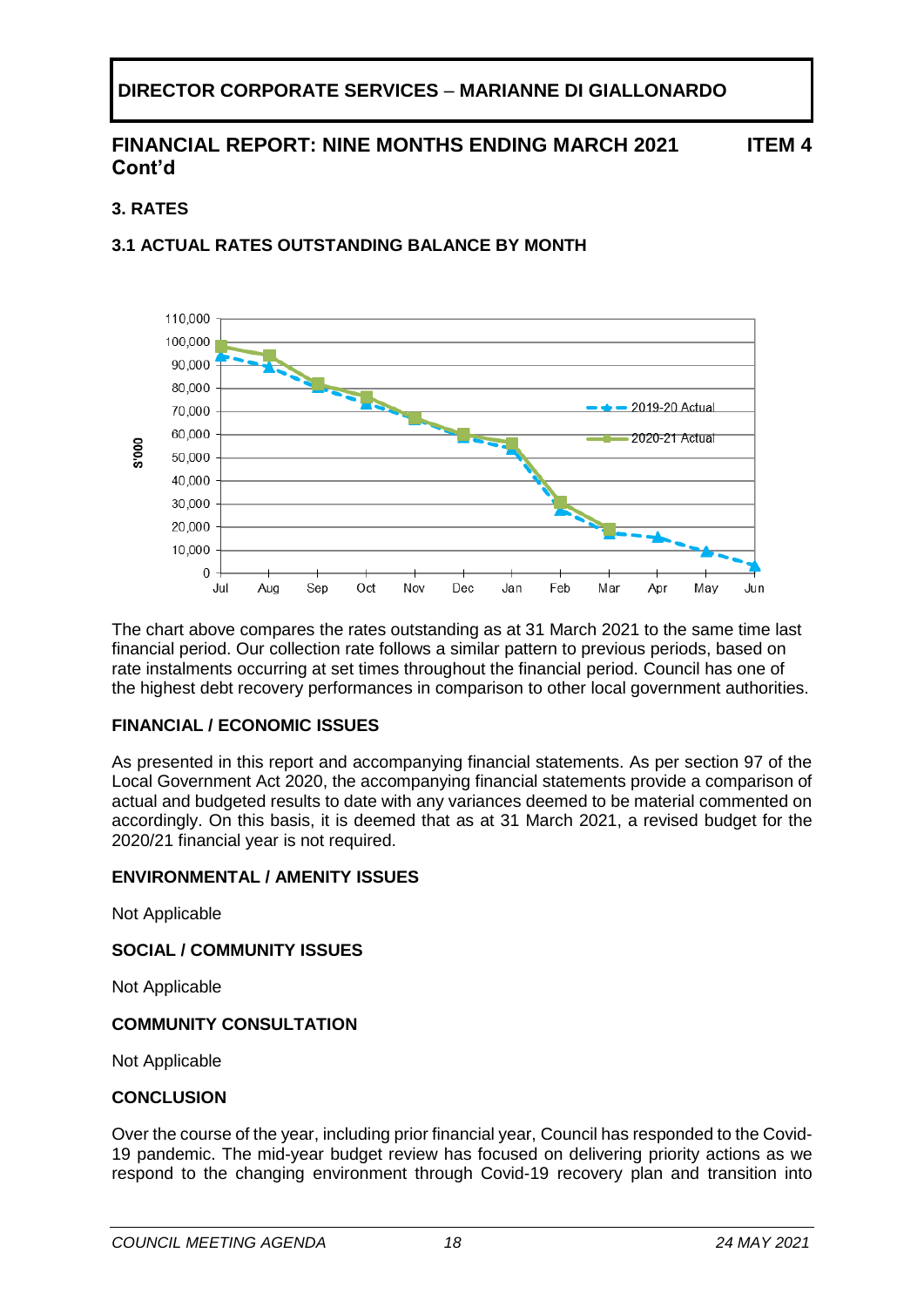## DIRECTOR CORPORATE SERVICES – MARIANNE DI GIALLONARDO

## FINANCIAL REPORT: NINE MONTHS ENDING MARCH 2021 Cont'd — ITEM 4

### 3. RATES

### 3.1 ACTUAL RATES OUTSTANDING BALANCE BY MONTH

The chart above compares the rates outstanding as at 31 March 2021 to the same time last financial period. Our collection rate follows a similar pattern to previous periods, based on rate instalments occurring at set times throughout the financial period. Council has one of the highest debt recovery performances in comparison to other local government authorities.

### FINANCIAL / ECONOMIC ISSUES

As presented in this report and accompanying financial statements. As per section 97 of the Local Government Act 2020, the accompanying financial statements provide a comparison of actual and budgeted results to date with any variances deemed to be material commented on accordingly. On this basis, it is deemed that as at 31 March 2021, a revised budget for the 2020/21 financial year is not required.

### ENVIRONMENTAL / AMENITY ISSUES

Not Applicable

### SOCIAL / COMMUNITY ISSUES

Not Applicable

### COMMUNITY CONSULTATION

Not Applicable

### CONCLUSION

Over the course of the year, including prior financial year, Council has responded to the Covid-19 pandemic. The mid-year budget review has focused on delivering priority actions as we respond to the changing environment through Covid-19 recovery plan and transition into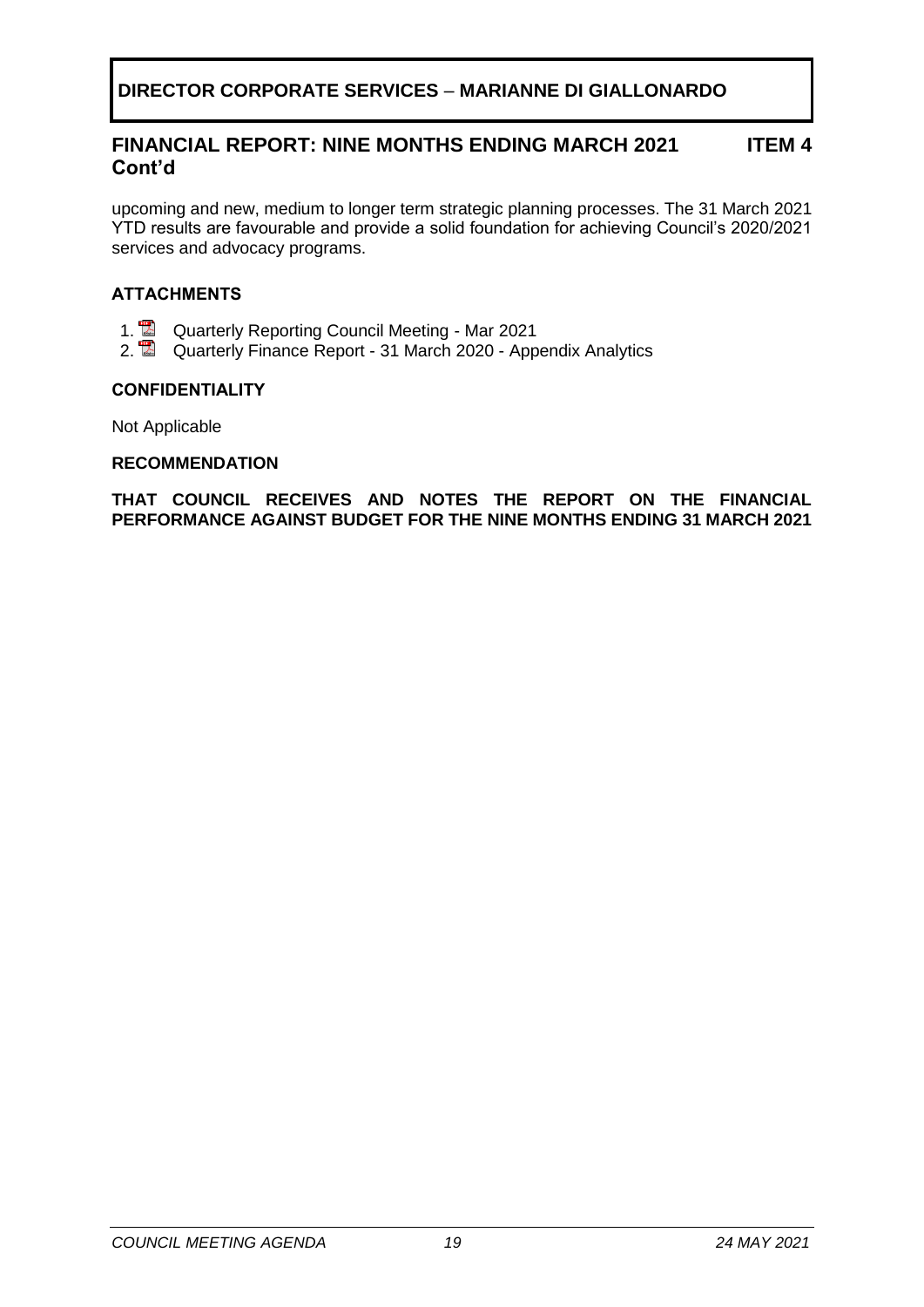**DIRECTOR CORPORATE SERVICES – MARIANNE DI GIALLONARDO**

## FINANCIAL REPORT: NINE MONTHS ENDING MARCH 2021 ITEM 4 Cont'd

upcoming and new, medium to longer term strategic planning processes. The 31 March 2021 YTD results are favourable and provide a solid foundation for achieving Council's 2020/2021 services and advocacy programs.

### ATTACHMENTS

1. Quarterly Reporting Council Meeting - Mar 2021
2. Quarterly Finance Report - 31 March 2020 - Appendix Analytics

### CONFIDENTIALITY

Not Applicable

### RECOMMENDATION

**THAT COUNCIL RECEIVES AND NOTES THE REPORT ON THE FINANCIAL PERFORMANCE AGAINST BUDGET FOR THE NINE MONTHS ENDING 31 MARCH 2021**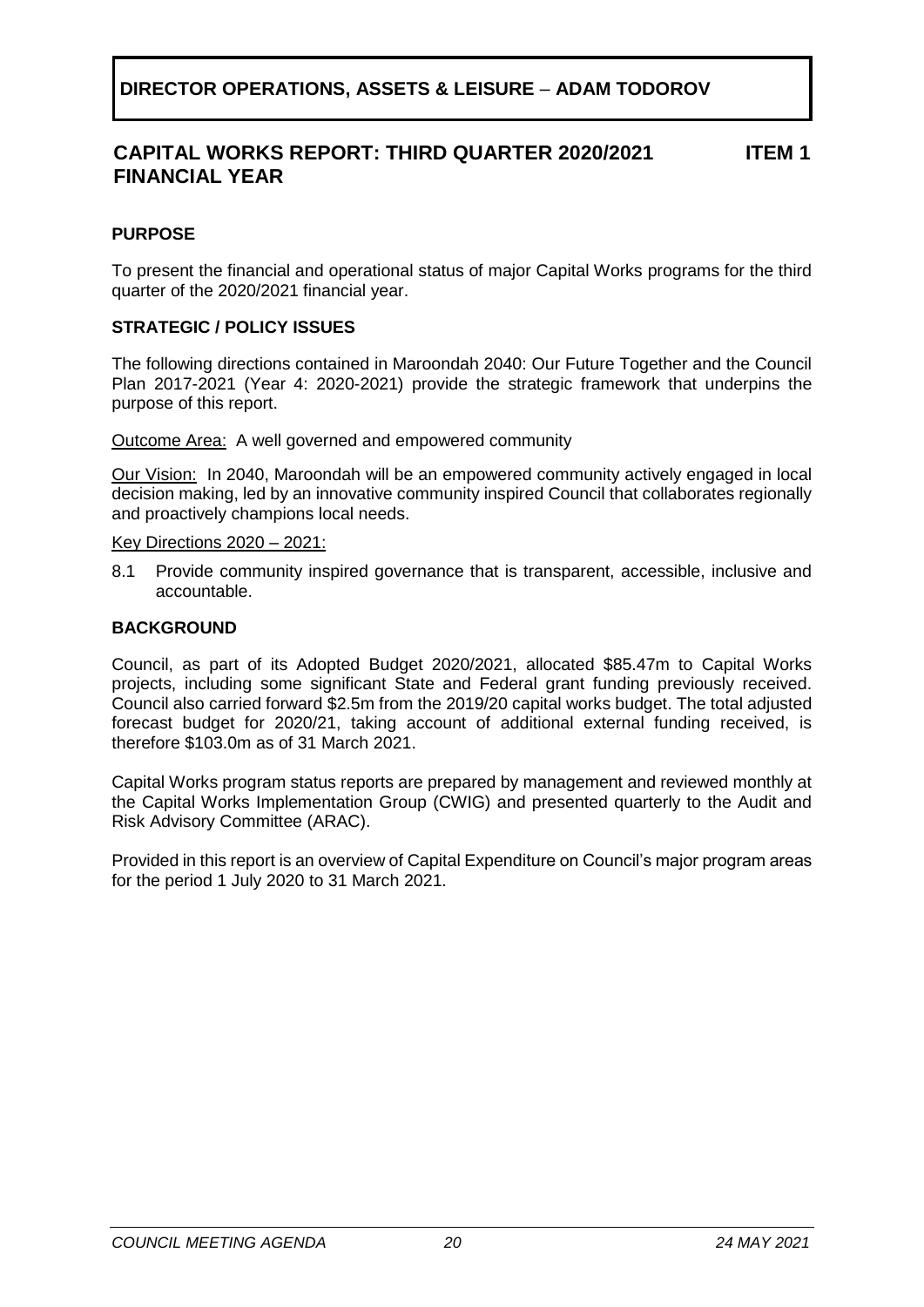**DIRECTOR OPERATIONS, ASSETS & LEISURE – ADAM TODOROV**

## CAPITAL WORKS REPORT: THIRD QUARTER 2020/2021 FINANCIAL YEAR

**ITEM 1**

### PURPOSE

To present the financial and operational status of major Capital Works programs for the third quarter of the 2020/2021 financial year.

### STRATEGIC / POLICY ISSUES

The following directions contained in Maroondah 2040: Our Future Together and the Council Plan 2017-2021 (Year 4: 2020-2021) provide the strategic framework that underpins the purpose of this report.

Outcome Area: A well governed and empowered community

Our Vision: In 2040, Maroondah will be an empowered community actively engaged in local decision making, led by an innovative community inspired Council that collaborates regionally and proactively champions local needs.

Key Directions 2020 – 2021:

8.1 Provide community inspired governance that is transparent, accessible, inclusive and accountable.

### BACKGROUND

Council, as part of its Adopted Budget 2020/2021, allocated $85.47m to Capital Works projects, including some significant State and Federal grant funding previously received. Council also carried forward $2.5m from the 2019/20 capital works budget. The total adjusted forecast budget for 2020/21, taking account of additional external funding received, is therefore $103.0m as of 31 March 2021.

Capital Works program status reports are prepared by management and reviewed monthly at the Capital Works Implementation Group (CWIG) and presented quarterly to the Audit and Risk Advisory Committee (ARAC).

Provided in this report is an overview of Capital Expenditure on Council's major program areas for the period 1 July 2020 to 31 March 2021.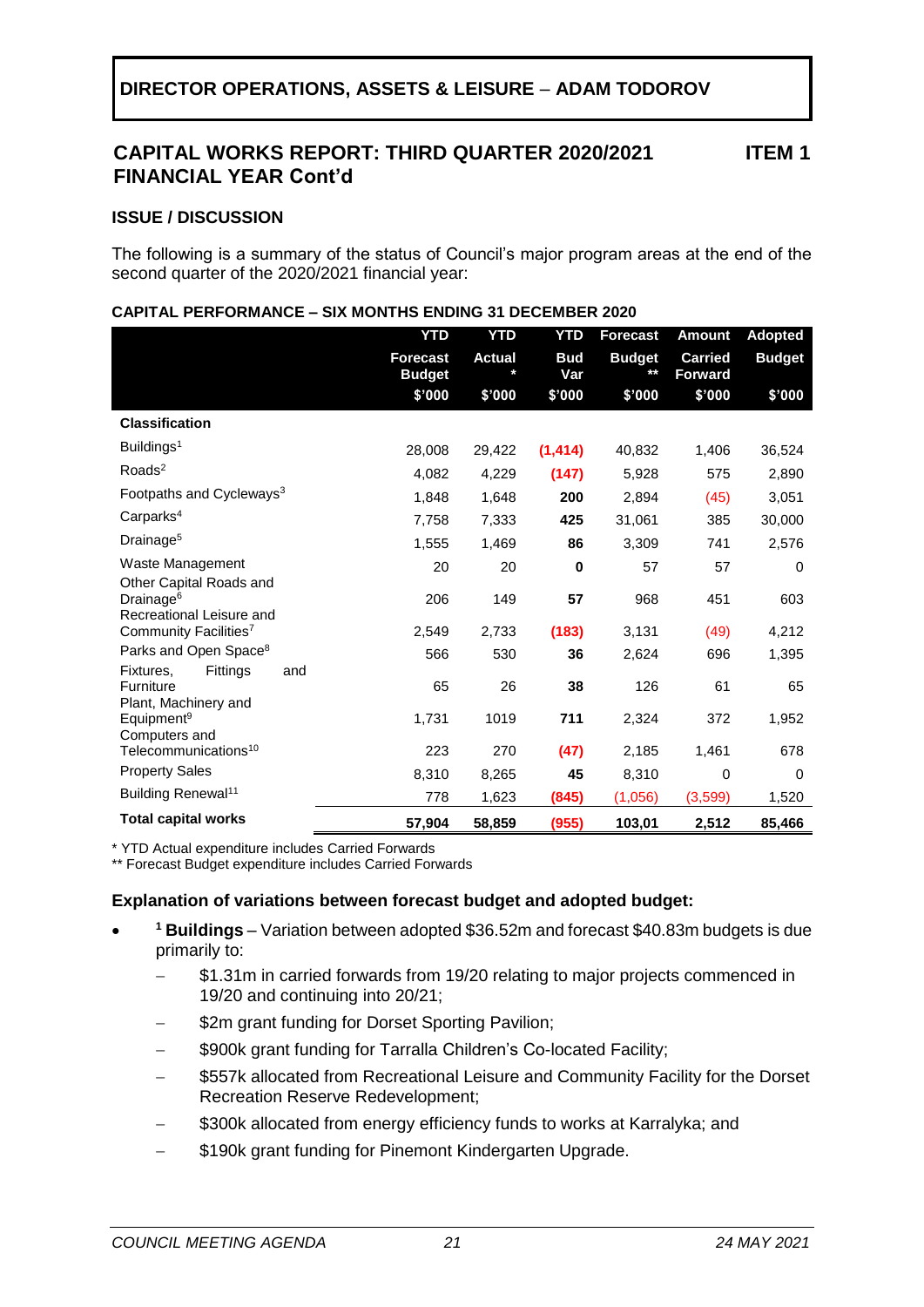## DIRECTOR OPERATIONS, ASSETS & LEISURE – ADAM TODOROV

## CAPITAL WORKS REPORT: THIRD QUARTER 2020/2021 FINANCIAL YEAR Cont'd

**ITEM 1**

### ISSUE / DISCUSSION

The following is a summary of the status of Council's major program areas at the end of the second quarter of the 2020/2021 financial year:

**CAPITAL PERFORMANCE – SIX MONTHS ENDING 31 DECEMBER 2020**

| | YTD Forecast Budget $'000 | YTD Actual * $'000 | YTD Bud Var $'000 | Forecast Budget ** $'000 | Amount Carried Forward $'000 | Adopted Budget $'000 |
|---|---|---|---|---|---|---|
| **Classification** | | | | | | |
| Buildings[1] | 28,008 | 29,422 | **(1,414)** | 40,832 | 1,406 | 36,524 |
| Roads[2] | 4,082 | 4,229 | **(147)** | 5,928 | 575 | 2,890 |
| Footpaths and Cycleways[3] | 1,848 | 1,648 | **200** | 2,894 | (45) | 3,051 |
| Carparks[4] | 7,758 | 7,333 | **425** | 31,061 | 385 | 30,000 |
| Drainage[5] | 1,555 | 1,469 | **86** | 3,309 | 741 | 2,576 |
| Waste Management | 20 | 20 | **0** | 57 | 57 | 0 |
| Other Capital Roads and Drainage[6] | 206 | 149 | **57** | 968 | 451 | 603 |
| Recreational Leisure and Community Facilities[7] | 2,549 | 2,733 | **(183)** | 3,131 | (49) | 4,212 |
| Parks and Open Space[8] | 566 | 530 | **36** | 2,624 | 696 | 1,395 |
| Fixtures, Fittings and Furniture | 65 | 26 | **38** | 126 | 61 | 65 |
| Plant, Machinery and Equipment[9] | 1,731 | 1019 | **711** | 2,324 | 372 | 1,952 |
| Computers and Telecommunications[10] | 223 | 270 | **(47)** | 2,185 | 1,461 | 678 |
| Property Sales | 8,310 | 8,265 | **45** | 8,310 | 0 | 0 |
| Building Renewal[11] | 778 | 1,623 | **(845)** | (1,056) | (3,599) | 1,520 |
| **Total capital works** | **57,904** | **58,859** | **(955)** | **103,01** | **2,512** | **85,466** |

\* YTD Actual expenditure includes Carried Forwards
\*\* Forecast Budget expenditure includes Carried Forwards

**Explanation of variations between forecast budget and adopted budget:**

- [1] **Buildings** – Variation between adopted $36.52m and forecast $40.83m budgets is due primarily to:
  - $1.31m in carried forwards from 19/20 relating to major projects commenced in 19/20 and continuing into 20/21;
  - $2m grant funding for Dorset Sporting Pavilion;
  - $900k grant funding for Tarralla Children's Co-located Facility;
  - $557k allocated from Recreational Leisure and Community Facility for the Dorset Recreation Reserve Redevelopment;
  - $300k allocated from energy efficiency funds to works at Karralyka; and
  - $190k grant funding for Pinemont Kindergarten Upgrade.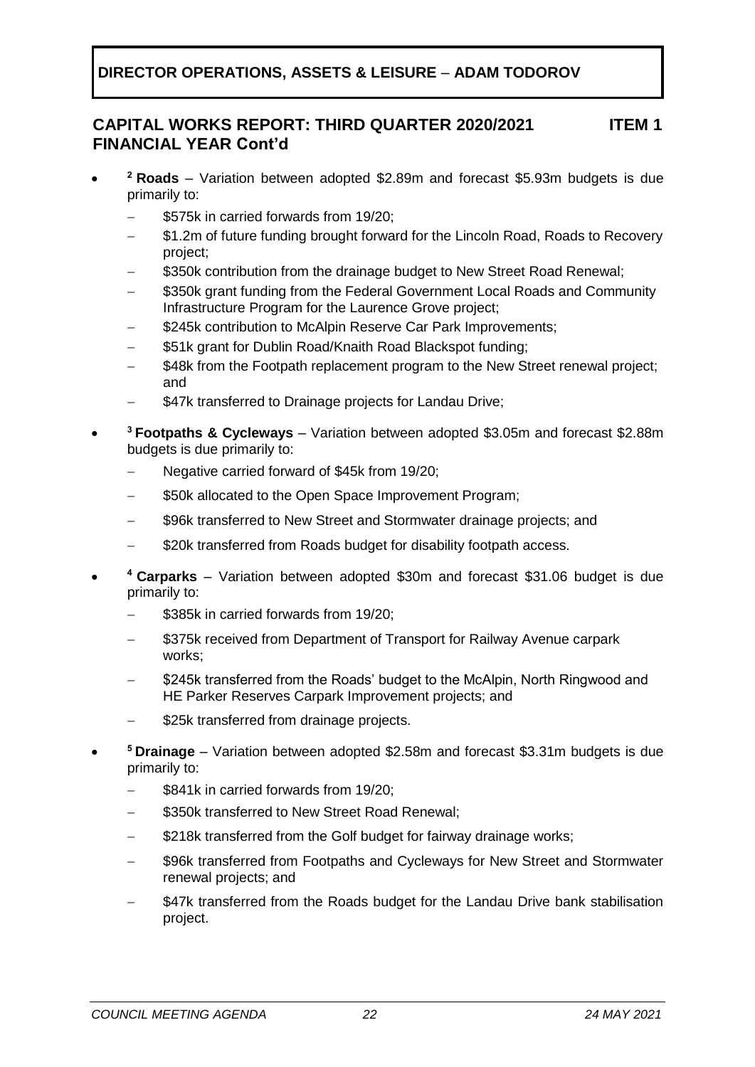**DIRECTOR OPERATIONS, ASSETS & LEISURE – ADAM TODOROV**

## CAPITAL WORKS REPORT: THIRD QUARTER 2020/2021 FINANCIAL YEAR Cont'd — ITEM 1

- [2] **Roads** – Variation between adopted \$2.89m and forecast \$5.93m budgets is due primarily to:
  - \$575k in carried forwards from 19/20;
  - \$1.2m of future funding brought forward for the Lincoln Road, Roads to Recovery project;
  - \$350k contribution from the drainage budget to New Street Road Renewal;
  - \$350k grant funding from the Federal Government Local Roads and Community Infrastructure Program for the Laurence Grove project;
  - \$245k contribution to McAlpin Reserve Car Park Improvements;
  - \$51k grant for Dublin Road/Knaith Road Blackspot funding;
  - \$48k from the Footpath replacement program to the New Street renewal project; and
  - \$47k transferred to Drainage projects for Landau Drive;
- [3] **Footpaths & Cycleways** – Variation between adopted \$3.05m and forecast \$2.88m budgets is due primarily to:
  - Negative carried forward of \$45k from 19/20;
  - \$50k allocated to the Open Space Improvement Program;
  - \$96k transferred to New Street and Stormwater drainage projects; and
  - \$20k transferred from Roads budget for disability footpath access.
- [4] **Carparks** – Variation between adopted \$30m and forecast \$31.06 budget is due primarily to:
  - \$385k in carried forwards from 19/20;
  - \$375k received from Department of Transport for Railway Avenue carpark works;
  - \$245k transferred from the Roads' budget to the McAlpin, North Ringwood and HE Parker Reserves Carpark Improvement projects; and
  - \$25k transferred from drainage projects.
- [5] **Drainage** – Variation between adopted \$2.58m and forecast \$3.31m budgets is due primarily to:
  - \$841k in carried forwards from 19/20;
  - \$350k transferred to New Street Road Renewal;
  - \$218k transferred from the Golf budget for fairway drainage works;
  - \$96k transferred from Footpaths and Cycleways for New Street and Stormwater renewal projects; and
  - \$47k transferred from the Roads budget for the Landau Drive bank stabilisation project.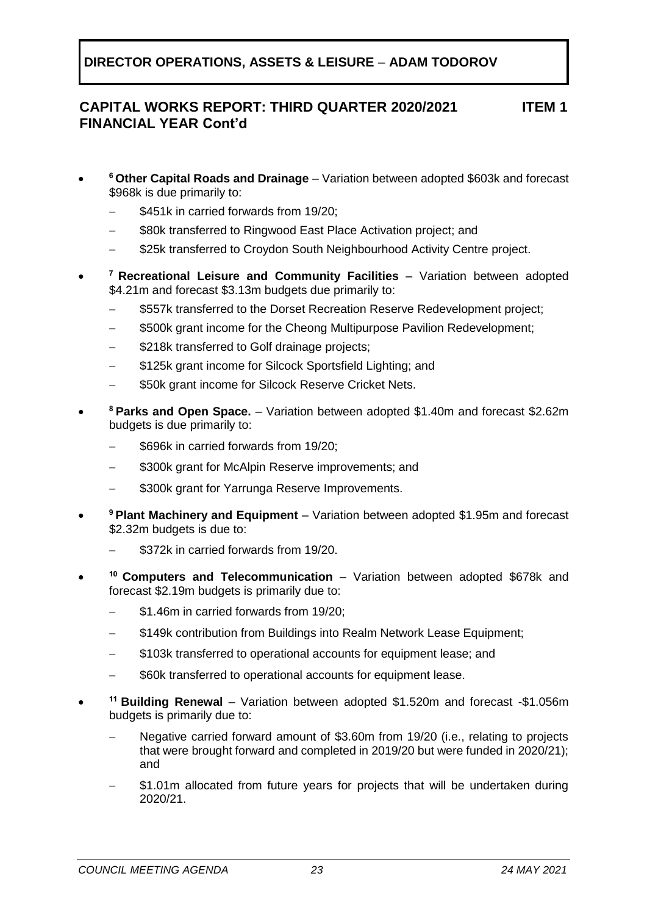- [6] **Other Capital Roads and Drainage** – Variation between adopted $603k and forecast $968k is due primarily to:
  - $451k in carried forwards from 19/20;
  - $80k transferred to Ringwood East Place Activation project; and
  - $25k transferred to Croydon South Neighbourhood Activity Centre project.
- [7] **Recreational Leisure and Community Facilities** – Variation between adopted $4.21m and forecast $3.13m budgets due primarily to:
  - $557k transferred to the Dorset Recreation Reserve Redevelopment project;
  - $500k grant income for the Cheong Multipurpose Pavilion Redevelopment;
  - $218k transferred to Golf drainage projects;
  - $125k grant income for Silcock Sportsfield Lighting; and
  - $50k grant income for Silcock Reserve Cricket Nets.
- [8] **Parks and Open Space.** – Variation between adopted $1.40m and forecast $2.62m budgets is due primarily to:
  - $696k in carried forwards from 19/20;
  - $300k grant for McAlpin Reserve improvements; and
  - $300k grant for Yarrunga Reserve Improvements.
- [9] **Plant Machinery and Equipment** – Variation between adopted $1.95m and forecast $2.32m budgets is due to:
  - $372k in carried forwards from 19/20.
- [10] **Computers and Telecommunication** – Variation between adopted $678k and forecast $2.19m budgets is primarily due to:
  - $1.46m in carried forwards from 19/20;
  - $149k contribution from Buildings into Realm Network Lease Equipment;
  - $103k transferred to operational accounts for equipment lease; and
  - $60k transferred to operational accounts for equipment lease.
- [11] **Building Renewal** – Variation between adopted $1.520m and forecast -$1.056m budgets is primarily due to:
  - Negative carried forward amount of $3.60m from 19/20 (i.e., relating to projects that were brought forward and completed in 2019/20 but were funded in 2020/21); and
  - $1.01m allocated from future years for projects that will be undertaken during 2020/21.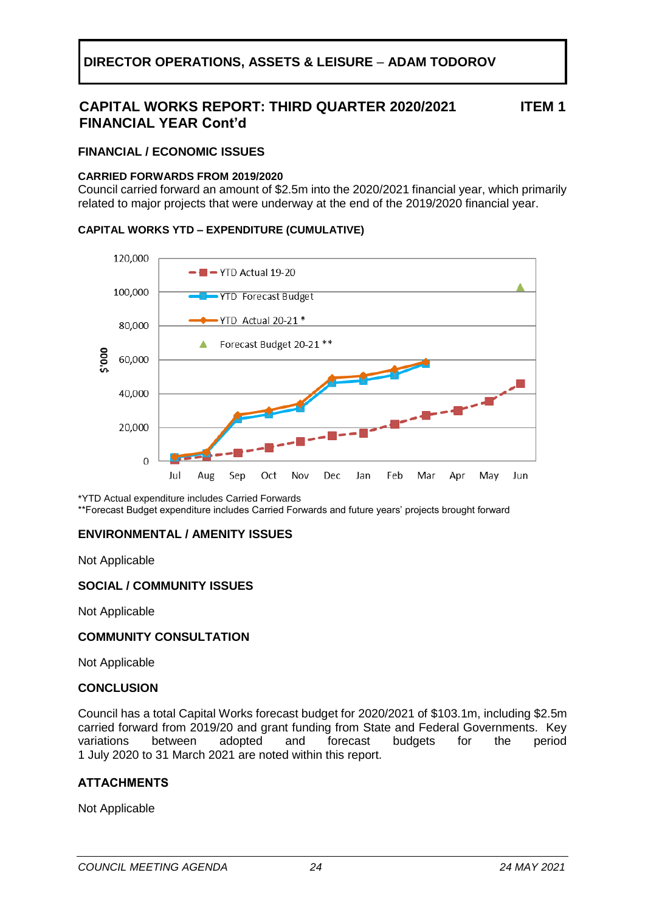**DIRECTOR OPERATIONS, ASSETS & LEISURE – ADAM TODOROV**

## CAPITAL WORKS REPORT: THIRD QUARTER 2020/2021 FINANCIAL YEAR Cont'd

**ITEM 1**

### FINANCIAL / ECONOMIC ISSUES

**CARRIED FORWARDS FROM 2019/2020**

Council carried forward an amount of $2.5m into the 2020/2021 financial year, which primarily related to major projects that were underway at the end of the 2019/2020 financial year.

**CAPITAL WORKS YTD – EXPENDITURE (CUMULATIVE)**

*YTD Actual expenditure includes Carried Forwards
**Forecast Budget expenditure includes Carried Forwards and future years' projects brought forward

### ENVIRONMENTAL / AMENITY ISSUES

Not Applicable

### SOCIAL / COMMUNITY ISSUES

Not Applicable

### COMMUNITY CONSULTATION

Not Applicable

### CONCLUSION

Council has a total Capital Works forecast budget for 2020/2021 of $103.1m, including $2.5m carried forward from 2019/20 and grant funding from State and Federal Governments. Key variations between adopted and forecast budgets for the period 1 July 2020 to 31 March 2021 are noted within this report.

### ATTACHMENTS

Not Applicable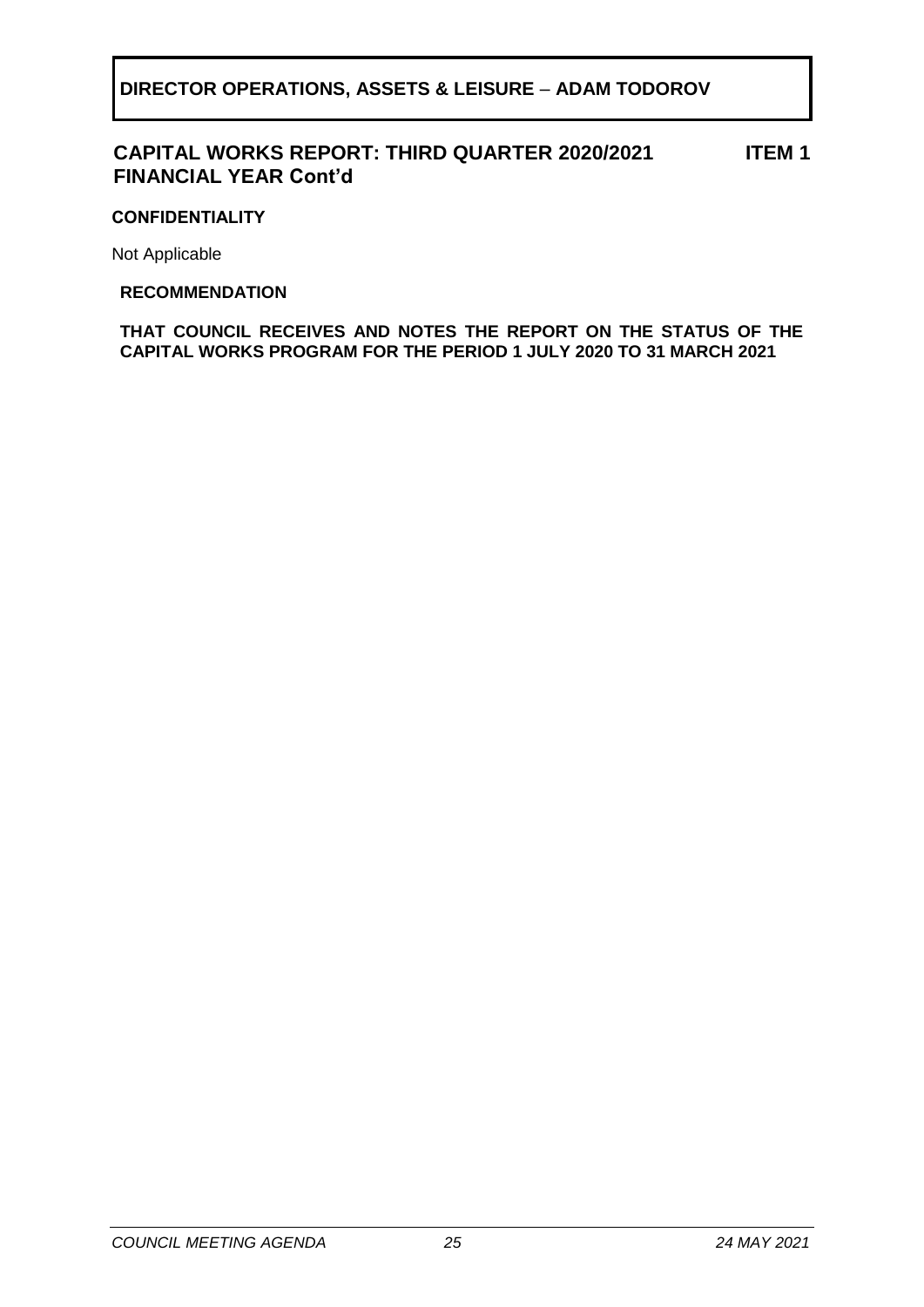**DIRECTOR OPERATIONS, ASSETS & LEISURE – ADAM TODOROV**

## CAPITAL WORKS REPORT: THIRD QUARTER 2020/2021 FINANCIAL YEAR Cont'd

**ITEM 1**

### CONFIDENTIALITY

Not Applicable

### RECOMMENDATION

**THAT COUNCIL RECEIVES AND NOTES THE REPORT ON THE STATUS OF THE CAPITAL WORKS PROGRAM FOR THE PERIOD 1 JULY 2020 TO 31 MARCH 2021**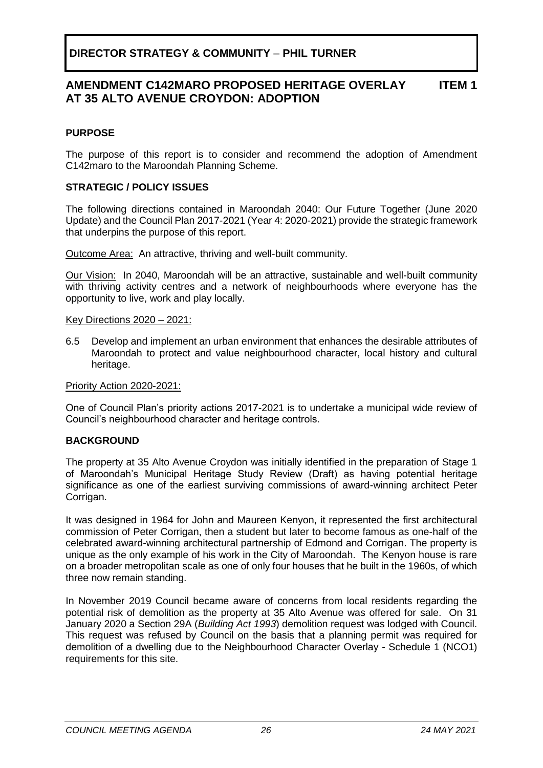**DIRECTOR STRATEGY & COMMUNITY – PHIL TURNER**

## AMENDMENT C142MARO PROPOSED HERITAGE OVERLAY AT 35 ALTO AVENUE CROYDON: ADOPTION — ITEM 1

### PURPOSE

The purpose of this report is to consider and recommend the adoption of Amendment C142maro to the Maroondah Planning Scheme.

### STRATEGIC / POLICY ISSUES

The following directions contained in Maroondah 2040: Our Future Together (June 2020 Update) and the Council Plan 2017-2021 (Year 4: 2020-2021) provide the strategic framework that underpins the purpose of this report.

Outcome Area: An attractive, thriving and well-built community.

Our Vision: In 2040, Maroondah will be an attractive, sustainable and well-built community with thriving activity centres and a network of neighbourhoods where everyone has the opportunity to live, work and play locally.

Key Directions 2020 – 2021:

6.5 Develop and implement an urban environment that enhances the desirable attributes of Maroondah to protect and value neighbourhood character, local history and cultural heritage.

Priority Action 2020-2021:

One of Council Plan's priority actions 2017-2021 is to undertake a municipal wide review of Council's neighbourhood character and heritage controls.

### BACKGROUND

The property at 35 Alto Avenue Croydon was initially identified in the preparation of Stage 1 of Maroondah's Municipal Heritage Study Review (Draft) as having potential heritage significance as one of the earliest surviving commissions of award-winning architect Peter Corrigan.

It was designed in 1964 for John and Maureen Kenyon, it represented the first architectural commission of Peter Corrigan, then a student but later to become famous as one-half of the celebrated award-winning architectural partnership of Edmond and Corrigan. The property is unique as the only example of his work in the City of Maroondah. The Kenyon house is rare on a broader metropolitan scale as one of only four houses that he built in the 1960s, of which three now remain standing.

In November 2019 Council became aware of concerns from local residents regarding the potential risk of demolition as the property at 35 Alto Avenue was offered for sale. On 31 January 2020 a Section 29A (*Building Act 1993*) demolition request was lodged with Council. This request was refused by Council on the basis that a planning permit was required for demolition of a dwelling due to the Neighbourhood Character Overlay - Schedule 1 (NCO1) requirements for this site.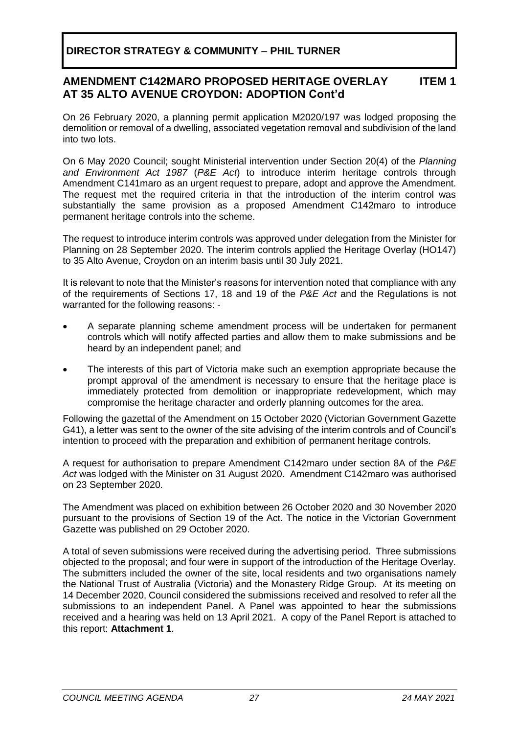## DIRECTOR STRATEGY & COMMUNITY – PHIL TURNER

### AMENDMENT C142MARO PROPOSED HERITAGE OVERLAY AT 35 ALTO AVENUE CROYDON: ADOPTION Cont'd — ITEM 1

On 26 February 2020, a planning permit application M2020/197 was lodged proposing the demolition or removal of a dwelling, associated vegetation removal and subdivision of the land into two lots.

On 6 May 2020 Council; sought Ministerial intervention under Section 20(4) of the *Planning and Environment Act 1987* (*P&E Act*) to introduce interim heritage controls through Amendment C141maro as an urgent request to prepare, adopt and approve the Amendment. The request met the required criteria in that the introduction of the interim control was substantially the same provision as a proposed Amendment C142maro to introduce permanent heritage controls into the scheme.

The request to introduce interim controls was approved under delegation from the Minister for Planning on 28 September 2020. The interim controls applied the Heritage Overlay (HO147) to 35 Alto Avenue, Croydon on an interim basis until 30 July 2021.

It is relevant to note that the Minister's reasons for intervention noted that compliance with any of the requirements of Sections 17, 18 and 19 of the *P&E Act* and the Regulations is not warranted for the following reasons: -

- A separate planning scheme amendment process will be undertaken for permanent controls which will notify affected parties and allow them to make submissions and be heard by an independent panel; and
- The interests of this part of Victoria make such an exemption appropriate because the prompt approval of the amendment is necessary to ensure that the heritage place is immediately protected from demolition or inappropriate redevelopment, which may compromise the heritage character and orderly planning outcomes for the area.

Following the gazettal of the Amendment on 15 October 2020 (Victorian Government Gazette G41), a letter was sent to the owner of the site advising of the interim controls and of Council's intention to proceed with the preparation and exhibition of permanent heritage controls.

A request for authorisation to prepare Amendment C142maro under section 8A of the *P&E Act* was lodged with the Minister on 31 August 2020. Amendment C142maro was authorised on 23 September 2020.

The Amendment was placed on exhibition between 26 October 2020 and 30 November 2020 pursuant to the provisions of Section 19 of the Act. The notice in the Victorian Government Gazette was published on 29 October 2020.

A total of seven submissions were received during the advertising period. Three submissions objected to the proposal; and four were in support of the introduction of the Heritage Overlay. The submitters included the owner of the site, local residents and two organisations namely the National Trust of Australia (Victoria) and the Monastery Ridge Group. At its meeting on 14 December 2020, Council considered the submissions received and resolved to refer all the submissions to an independent Panel. A Panel was appointed to hear the submissions received and a hearing was held on 13 April 2021. A copy of the Panel Report is attached to this report: **Attachment 1**.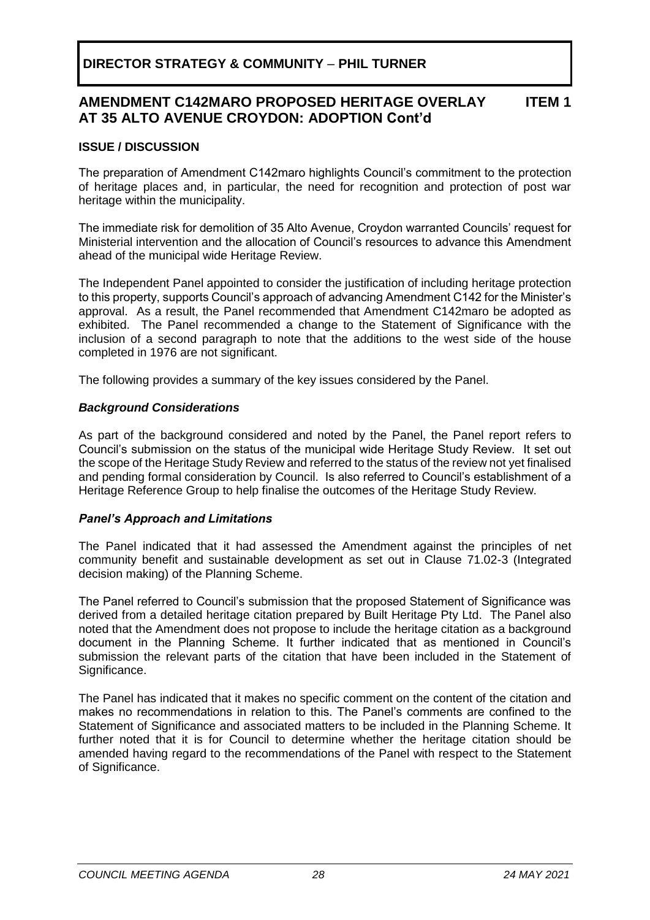**DIRECTOR STRATEGY & COMMUNITY – PHIL TURNER**

## AMENDMENT C142MARO PROPOSED HERITAGE OVERLAY AT 35 ALTO AVENUE CROYDON: ADOPTION Cont'd — ITEM 1

### ISSUE / DISCUSSION

The preparation of Amendment C142maro highlights Council's commitment to the protection of heritage places and, in particular, the need for recognition and protection of post war heritage within the municipality.

The immediate risk for demolition of 35 Alto Avenue, Croydon warranted Councils' request for Ministerial intervention and the allocation of Council's resources to advance this Amendment ahead of the municipal wide Heritage Review.

The Independent Panel appointed to consider the justification of including heritage protection to this property, supports Council's approach of advancing Amendment C142 for the Minister's approval. As a result, the Panel recommended that Amendment C142maro be adopted as exhibited. The Panel recommended a change to the Statement of Significance with the inclusion of a second paragraph to note that the additions to the west side of the house completed in 1976 are not significant.

The following provides a summary of the key issues considered by the Panel.

#### *Background Considerations*

As part of the background considered and noted by the Panel, the Panel report refers to Council's submission on the status of the municipal wide Heritage Study Review. It set out the scope of the Heritage Study Review and referred to the status of the review not yet finalised and pending formal consideration by Council. Is also referred to Council's establishment of a Heritage Reference Group to help finalise the outcomes of the Heritage Study Review.

#### *Panel's Approach and Limitations*

The Panel indicated that it had assessed the Amendment against the principles of net community benefit and sustainable development as set out in Clause 71.02-3 (Integrated decision making) of the Planning Scheme.

The Panel referred to Council's submission that the proposed Statement of Significance was derived from a detailed heritage citation prepared by Built Heritage Pty Ltd. The Panel also noted that the Amendment does not propose to include the heritage citation as a background document in the Planning Scheme. It further indicated that as mentioned in Council's submission the relevant parts of the citation that have been included in the Statement of Significance.

The Panel has indicated that it makes no specific comment on the content of the citation and makes no recommendations in relation to this. The Panel's comments are confined to the Statement of Significance and associated matters to be included in the Planning Scheme. It further noted that it is for Council to determine whether the heritage citation should be amended having regard to the recommendations of the Panel with respect to the Statement of Significance.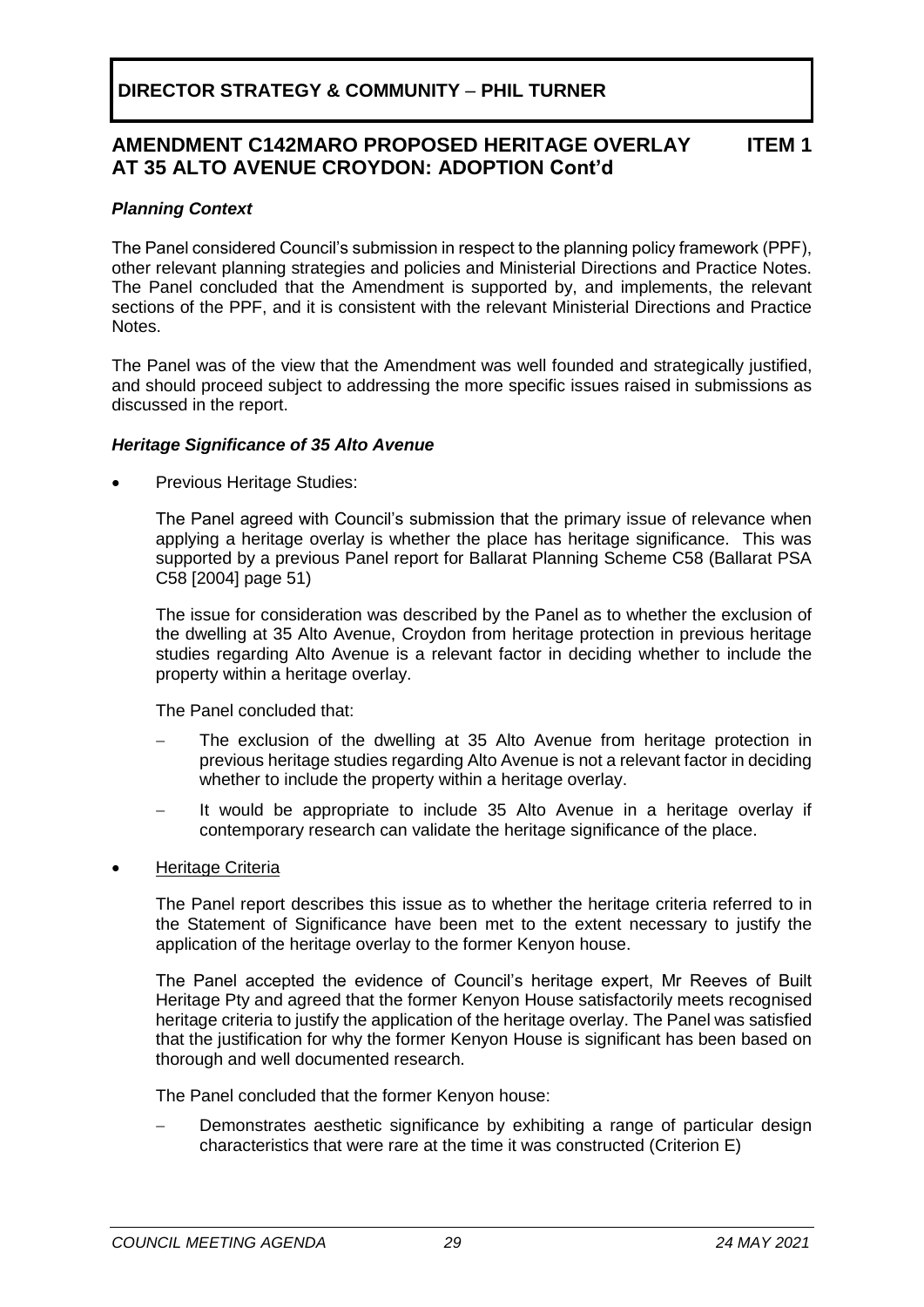**DIRECTOR STRATEGY & COMMUNITY – PHIL TURNER**

## AMENDMENT C142MARO PROPOSED HERITAGE OVERLAY AT 35 ALTO AVENUE CROYDON: ADOPTION Cont'd — ITEM 1

### *Planning Context*

The Panel considered Council's submission in respect to the planning policy framework (PPF), other relevant planning strategies and policies and Ministerial Directions and Practice Notes. The Panel concluded that the Amendment is supported by, and implements, the relevant sections of the PPF, and it is consistent with the relevant Ministerial Directions and Practice Notes.

The Panel was of the view that the Amendment was well founded and strategically justified, and should proceed subject to addressing the more specific issues raised in submissions as discussed in the report.

### *Heritage Significance of 35 Alto Avenue*

- Previous Heritage Studies:

  The Panel agreed with Council's submission that the primary issue of relevance when applying a heritage overlay is whether the place has heritage significance. This was supported by a previous Panel report for Ballarat Planning Scheme C58 (Ballarat PSA C58 [2004] page 51)

  The issue for consideration was described by the Panel as to whether the exclusion of the dwelling at 35 Alto Avenue, Croydon from heritage protection in previous heritage studies regarding Alto Avenue is a relevant factor in deciding whether to include the property within a heritage overlay.

  The Panel concluded that:

  - The exclusion of the dwelling at 35 Alto Avenue from heritage protection in previous heritage studies regarding Alto Avenue is not a relevant factor in deciding whether to include the property within a heritage overlay.
  - It would be appropriate to include 35 Alto Avenue in a heritage overlay if contemporary research can validate the heritage significance of the place.

- Heritage Criteria

  The Panel report describes this issue as to whether the heritage criteria referred to in the Statement of Significance have been met to the extent necessary to justify the application of the heritage overlay to the former Kenyon house.

  The Panel accepted the evidence of Council's heritage expert, Mr Reeves of Built Heritage Pty and agreed that the former Kenyon House satisfactorily meets recognised heritage criteria to justify the application of the heritage overlay. The Panel was satisfied that the justification for why the former Kenyon House is significant has been based on thorough and well documented research.

  The Panel concluded that the former Kenyon house:

  - Demonstrates aesthetic significance by exhibiting a range of particular design characteristics that were rare at the time it was constructed (Criterion E)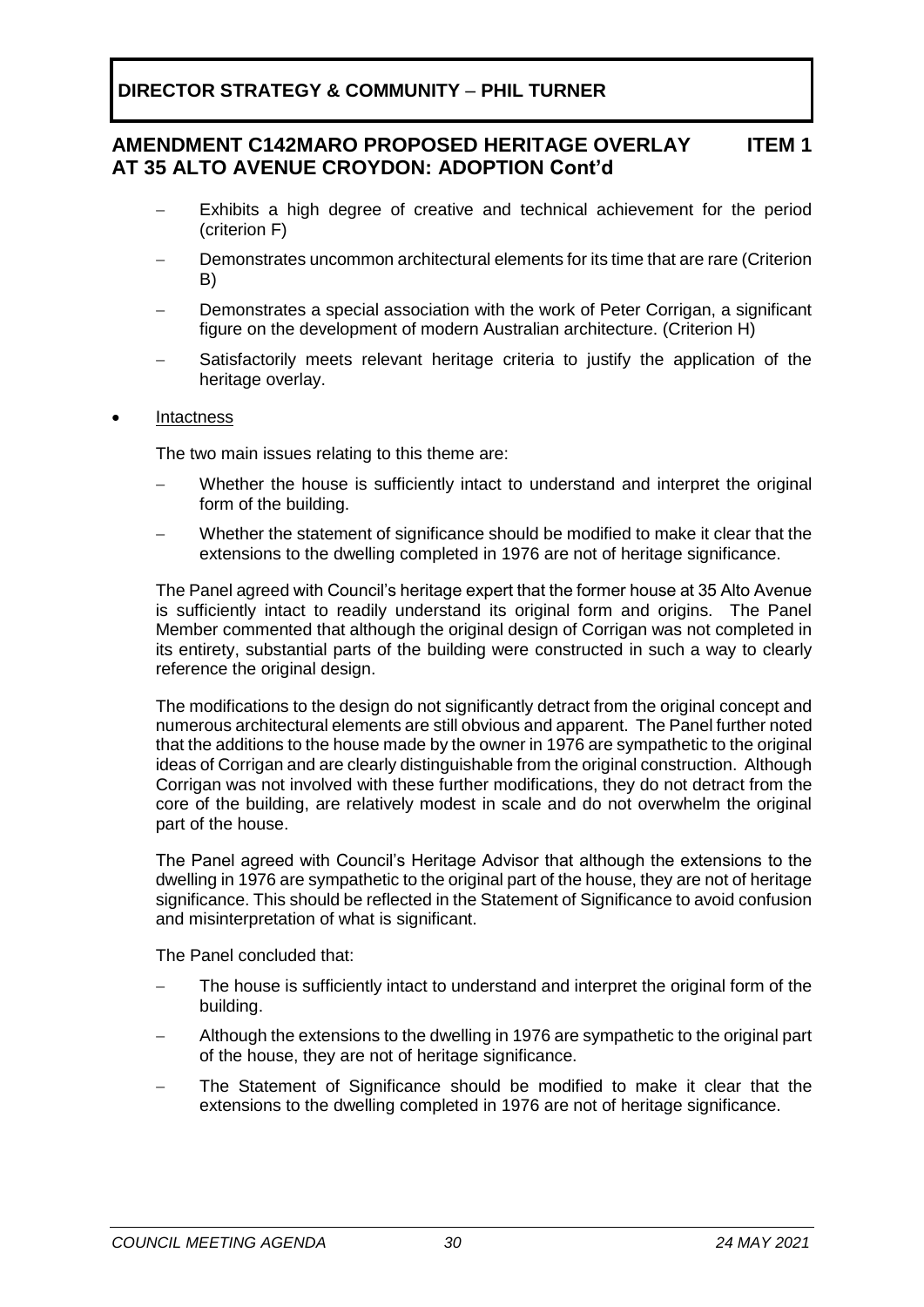- Exhibits a high degree of creative and technical achievement for the period (criterion F)
- Demonstrates uncommon architectural elements for its time that are rare (Criterion B)
- Demonstrates a special association with the work of Peter Corrigan, a significant figure on the development of modern Australian architecture. (Criterion H)
- Satisfactorily meets relevant heritage criteria to justify the application of the heritage overlay.

- <u>Intactness</u>

  The two main issues relating to this theme are:

  - Whether the house is sufficiently intact to understand and interpret the original form of the building.
  - Whether the statement of significance should be modified to make it clear that the extensions to the dwelling completed in 1976 are not of heritage significance.

  The Panel agreed with Council's heritage expert that the former house at 35 Alto Avenue is sufficiently intact to readily understand its original form and origins. The Panel Member commented that although the original design of Corrigan was not completed in its entirety, substantial parts of the building were constructed in such a way to clearly reference the original design.

  The modifications to the design do not significantly detract from the original concept and numerous architectural elements are still obvious and apparent. The Panel further noted that the additions to the house made by the owner in 1976 are sympathetic to the original ideas of Corrigan and are clearly distinguishable from the original construction. Although Corrigan was not involved with these further modifications, they do not detract from the core of the building, are relatively modest in scale and do not overwhelm the original part of the house.

  The Panel agreed with Council's Heritage Advisor that although the extensions to the dwelling in 1976 are sympathetic to the original part of the house, they are not of heritage significance. This should be reflected in the Statement of Significance to avoid confusion and misinterpretation of what is significant.

  The Panel concluded that:

  - The house is sufficiently intact to understand and interpret the original form of the building.
  - Although the extensions to the dwelling in 1976 are sympathetic to the original part of the house, they are not of heritage significance.
  - The Statement of Significance should be modified to make it clear that the extensions to the dwelling completed in 1976 are not of heritage significance.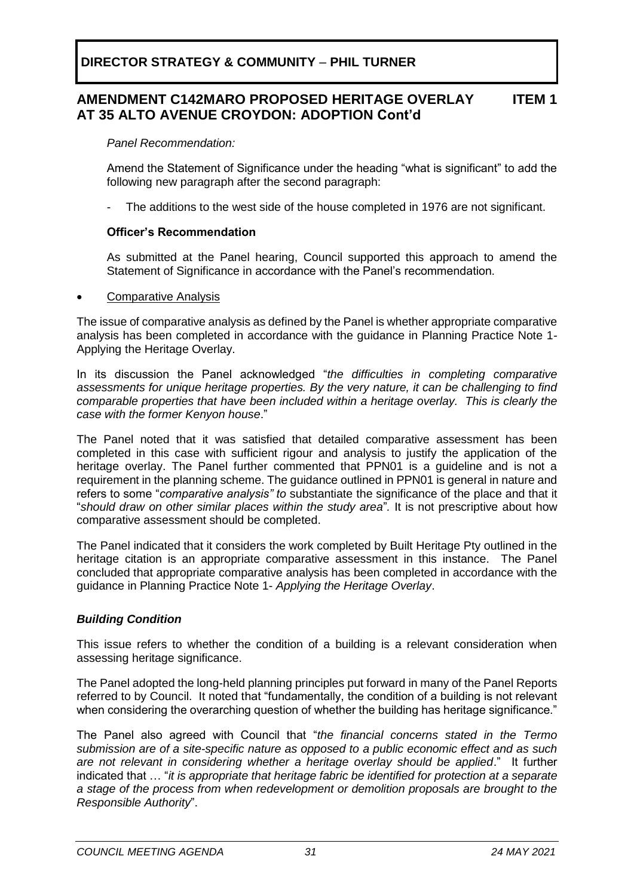*Panel Recommendation:*

Amend the Statement of Significance under the heading "what is significant" to add the following new paragraph after the second paragraph:

- The additions to the west side of the house completed in 1976 are not significant.

**Officer's Recommendation**

As submitted at the Panel hearing, Council supported this approach to amend the Statement of Significance in accordance with the Panel's recommendation.

- Comparative Analysis

The issue of comparative analysis as defined by the Panel is whether appropriate comparative analysis has been completed in accordance with the guidance in Planning Practice Note 1- Applying the Heritage Overlay.

In its discussion the Panel acknowledged "*the difficulties in completing comparative assessments for unique heritage properties. By the very nature, it can be challenging to find comparable properties that have been included within a heritage overlay. This is clearly the case with the former Kenyon house*."

The Panel noted that it was satisfied that detailed comparative assessment has been completed in this case with sufficient rigour and analysis to justify the application of the heritage overlay. The Panel further commented that PPN01 is a guideline and is not a requirement in the planning scheme. The guidance outlined in PPN01 is general in nature and refers to some "*comparative analysis" to* substantiate the significance of the place and that it "*should draw on other similar places within the study area*". It is not prescriptive about how comparative assessment should be completed.

The Panel indicated that it considers the work completed by Built Heritage Pty outlined in the heritage citation is an appropriate comparative assessment in this instance. The Panel concluded that appropriate comparative analysis has been completed in accordance with the guidance in Planning Practice Note 1- *Applying the Heritage Overlay*.

***Building Condition***

This issue refers to whether the condition of a building is a relevant consideration when assessing heritage significance.

The Panel adopted the long-held planning principles put forward in many of the Panel Reports referred to by Council. It noted that "fundamentally, the condition of a building is not relevant when considering the overarching question of whether the building has heritage significance."

The Panel also agreed with Council that "*the financial concerns stated in the Termo submission are of a site-specific nature as opposed to a public economic effect and as such are not relevant in considering whether a heritage overlay should be applied*." It further indicated that … "*it is appropriate that heritage fabric be identified for protection at a separate a stage of the process from when redevelopment or demolition proposals are brought to the Responsible Authority*".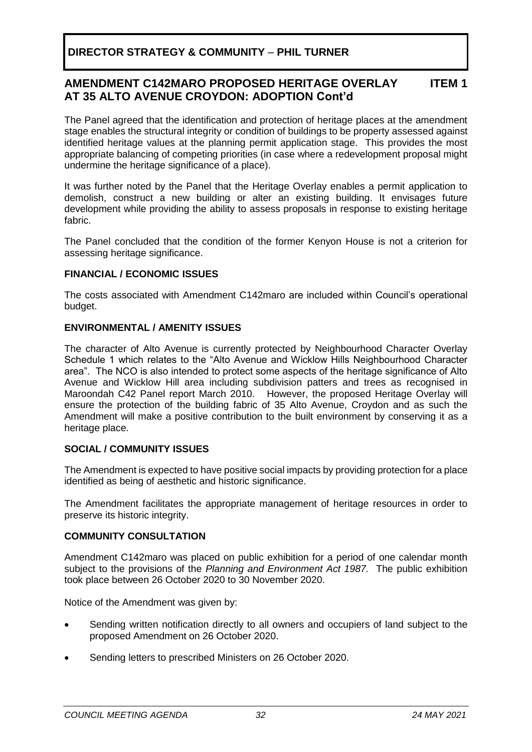The Panel agreed that the identification and protection of heritage places at the amendment stage enables the structural integrity or condition of buildings to be property assessed against identified heritage values at the planning permit application stage. This provides the most appropriate balancing of competing priorities (in case where a redevelopment proposal might undermine the heritage significance of a place).

It was further noted by the Panel that the Heritage Overlay enables a permit application to demolish, construct a new building or alter an existing building. It envisages future development while providing the ability to assess proposals in response to existing heritage fabric.

The Panel concluded that the condition of the former Kenyon House is not a criterion for assessing heritage significance.

**FINANCIAL / ECONOMIC ISSUES**

The costs associated with Amendment C142maro are included within Council's operational budget.

**ENVIRONMENTAL / AMENITY ISSUES**

The character of Alto Avenue is currently protected by Neighbourhood Character Overlay Schedule 1 which relates to the "Alto Avenue and Wicklow Hills Neighbourhood Character area". The NCO is also intended to protect some aspects of the heritage significance of Alto Avenue and Wicklow Hill area including subdivision patters and trees as recognised in Maroondah C42 Panel report March 2010. However, the proposed Heritage Overlay will ensure the protection of the building fabric of 35 Alto Avenue, Croydon and as such the Amendment will make a positive contribution to the built environment by conserving it as a heritage place.

**SOCIAL / COMMUNITY ISSUES**

The Amendment is expected to have positive social impacts by providing protection for a place identified as being of aesthetic and historic significance.

The Amendment facilitates the appropriate management of heritage resources in order to preserve its historic integrity.

**COMMUNITY CONSULTATION**

Amendment C142maro was placed on public exhibition for a period of one calendar month subject to the provisions of the *Planning and Environment Act 1987*. The public exhibition took place between 26 October 2020 to 30 November 2020.

Notice of the Amendment was given by:

- Sending written notification directly to all owners and occupiers of land subject to the proposed Amendment on 26 October 2020.
- Sending letters to prescribed Ministers on 26 October 2020.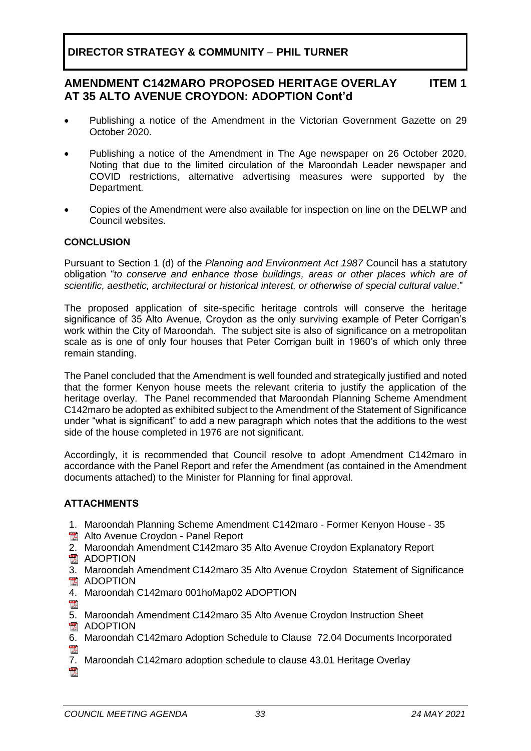## DIRECTOR STRATEGY & COMMUNITY – PHIL TURNER

## AMENDMENT C142MARO PROPOSED HERITAGE OVERLAY AT 35 ALTO AVENUE CROYDON: ADOPTION Cont'd — ITEM 1

- Publishing a notice of the Amendment in the Victorian Government Gazette on 29 October 2020.
- Publishing a notice of the Amendment in The Age newspaper on 26 October 2020. Noting that due to the limited circulation of the Maroondah Leader newspaper and COVID restrictions, alternative advertising measures were supported by the Department.
- Copies of the Amendment were also available for inspection on line on the DELWP and Council websites.

### CONCLUSION

Pursuant to Section 1 (d) of the *Planning and Environment Act 1987* Council has a statutory obligation "*to conserve and enhance those buildings, areas or other places which are of scientific, aesthetic, architectural or historical interest, or otherwise of special cultural value*."

The proposed application of site-specific heritage controls will conserve the heritage significance of 35 Alto Avenue, Croydon as the only surviving example of Peter Corrigan's work within the City of Maroondah. The subject site is also of significance on a metropolitan scale as is one of only four houses that Peter Corrigan built in 1960's of which only three remain standing.

The Panel concluded that the Amendment is well founded and strategically justified and noted that the former Kenyon house meets the relevant criteria to justify the application of the heritage overlay. The Panel recommended that Maroondah Planning Scheme Amendment C142maro be adopted as exhibited subject to the Amendment of the Statement of Significance under "what is significant" to add a new paragraph which notes that the additions to the west side of the house completed in 1976 are not significant.

Accordingly, it is recommended that Council resolve to adopt Amendment C142maro in accordance with the Panel Report and refer the Amendment (as contained in the Amendment documents attached) to the Minister for Planning for final approval.

### ATTACHMENTS

1. Maroondah Planning Scheme Amendment C142maro - Former Kenyon House - 35 Alto Avenue Croydon - Panel Report
2. Maroondah Amendment C142maro 35 Alto Avenue Croydon Explanatory Report ADOPTION
3. Maroondah Amendment C142maro 35 Alto Avenue Croydon Statement of Significance ADOPTION
4. Maroondah C142maro 001hoMap02 ADOPTION
5. Maroondah Amendment C142maro 35 Alto Avenue Croydon Instruction Sheet ADOPTION
6. Maroondah C142maro Adoption Schedule to Clause 72.04 Documents Incorporated
7. Maroondah C142maro adoption schedule to clause 43.01 Heritage Overlay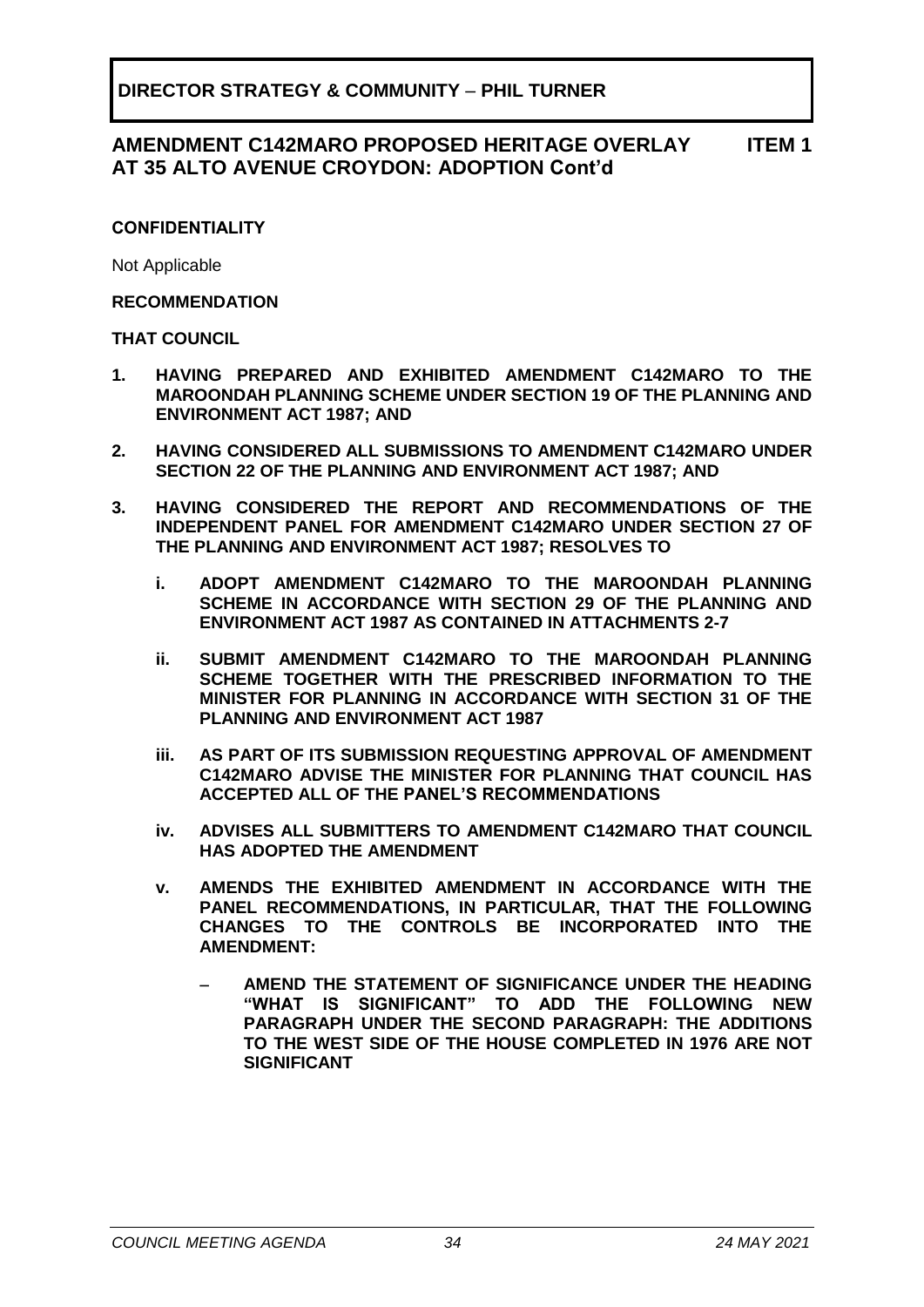**DIRECTOR STRATEGY & COMMUNITY – PHIL TURNER**

## AMENDMENT C142MARO PROPOSED HERITAGE OVERLAY AT 35 ALTO AVENUE CROYDON: ADOPTION Cont'd — ITEM 1

**CONFIDENTIALITY**

Not Applicable

**RECOMMENDATION**

**THAT COUNCIL**

1. **HAVING PREPARED AND EXHIBITED AMENDMENT C142MARO TO THE MAROONDAH PLANNING SCHEME UNDER SECTION 19 OF THE PLANNING AND ENVIRONMENT ACT 1987; AND**

2. **HAVING CONSIDERED ALL SUBMISSIONS TO AMENDMENT C142MARO UNDER SECTION 22 OF THE PLANNING AND ENVIRONMENT ACT 1987; AND**

3. **HAVING CONSIDERED THE REPORT AND RECOMMENDATIONS OF THE INDEPENDENT PANEL FOR AMENDMENT C142MARO UNDER SECTION 27 OF THE PLANNING AND ENVIRONMENT ACT 1987; RESOLVES TO**

    i. **ADOPT AMENDMENT C142MARO TO THE MAROONDAH PLANNING SCHEME IN ACCORDANCE WITH SECTION 29 OF THE PLANNING AND ENVIRONMENT ACT 1987 AS CONTAINED IN ATTACHMENTS 2-7**

    ii. **SUBMIT AMENDMENT C142MARO TO THE MAROONDAH PLANNING SCHEME TOGETHER WITH THE PRESCRIBED INFORMATION TO THE MINISTER FOR PLANNING IN ACCORDANCE WITH SECTION 31 OF THE PLANNING AND ENVIRONMENT ACT 1987**

    iii. **AS PART OF ITS SUBMISSION REQUESTING APPROVAL OF AMENDMENT C142MARO ADVISE THE MINISTER FOR PLANNING THAT COUNCIL HAS ACCEPTED ALL OF THE PANEL'S RECOMMENDATIONS**

    iv. **ADVISES ALL SUBMITTERS TO AMENDMENT C142MARO THAT COUNCIL HAS ADOPTED THE AMENDMENT**

    v. **AMENDS THE EXHIBITED AMENDMENT IN ACCORDANCE WITH THE PANEL RECOMMENDATIONS, IN PARTICULAR, THAT THE FOLLOWING CHANGES TO THE CONTROLS BE INCORPORATED INTO THE AMENDMENT:**

        – **AMEND THE STATEMENT OF SIGNIFICANCE UNDER THE HEADING "WHAT IS SIGNIFICANT" TO ADD THE FOLLOWING NEW PARAGRAPH UNDER THE SECOND PARAGRAPH: THE ADDITIONS TO THE WEST SIDE OF THE HOUSE COMPLETED IN 1976 ARE NOT SIGNIFICANT**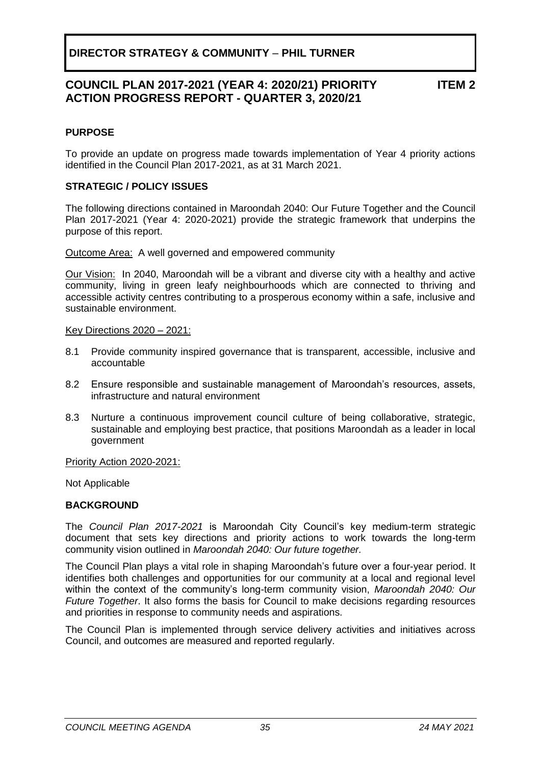**DIRECTOR STRATEGY & COMMUNITY – PHIL TURNER**

## COUNCIL PLAN 2017-2021 (YEAR 4: 2020/21) PRIORITY ACTION PROGRESS REPORT - QUARTER 3, 2020/21

**ITEM 2**

### PURPOSE

To provide an update on progress made towards implementation of Year 4 priority actions identified in the Council Plan 2017-2021, as at 31 March 2021.

### STRATEGIC / POLICY ISSUES

The following directions contained in Maroondah 2040: Our Future Together and the Council Plan 2017-2021 (Year 4: 2020-2021) provide the strategic framework that underpins the purpose of this report.

Outcome Area: A well governed and empowered community

Our Vision: In 2040, Maroondah will be a vibrant and diverse city with a healthy and active community, living in green leafy neighbourhoods which are connected to thriving and accessible activity centres contributing to a prosperous economy within a safe, inclusive and sustainable environment.

Key Directions 2020 – 2021:

8.1 Provide community inspired governance that is transparent, accessible, inclusive and accountable

8.2 Ensure responsible and sustainable management of Maroondah's resources, assets, infrastructure and natural environment

8.3 Nurture a continuous improvement council culture of being collaborative, strategic, sustainable and employing best practice, that positions Maroondah as a leader in local government

Priority Action 2020-2021:

Not Applicable

### BACKGROUND

The *Council Plan 2017-2021* is Maroondah City Council's key medium-term strategic document that sets key directions and priority actions to work towards the long-term community vision outlined in *Maroondah 2040: Our future together.*

The Council Plan plays a vital role in shaping Maroondah's future over a four-year period. It identifies both challenges and opportunities for our community at a local and regional level within the context of the community's long-term community vision, *Maroondah 2040: Our Future Together*. It also forms the basis for Council to make decisions regarding resources and priorities in response to community needs and aspirations.

The Council Plan is implemented through service delivery activities and initiatives across Council, and outcomes are measured and reported regularly.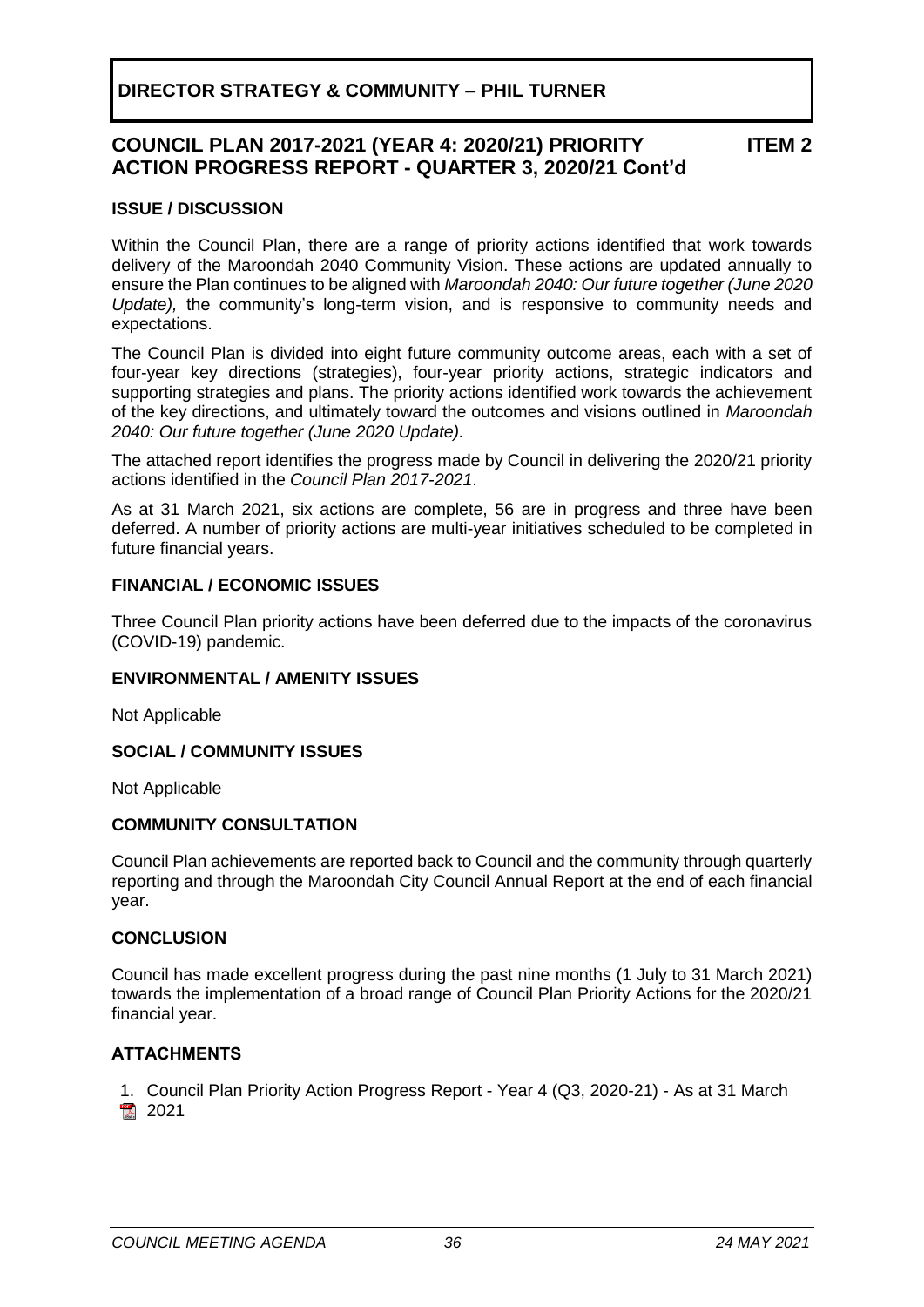**DIRECTOR STRATEGY & COMMUNITY – PHIL TURNER**

## COUNCIL PLAN 2017-2021 (YEAR 4: 2020/21) PRIORITY ACTION PROGRESS REPORT - QUARTER 3, 2020/21 Cont'd — ITEM 2

### ISSUE / DISCUSSION

Within the Council Plan, there are a range of priority actions identified that work towards delivery of the Maroondah 2040 Community Vision. These actions are updated annually to ensure the Plan continues to be aligned with *Maroondah 2040: Our future together (June 2020 Update),* the community's long-term vision, and is responsive to community needs and expectations.

The Council Plan is divided into eight future community outcome areas, each with a set of four-year key directions (strategies), four-year priority actions, strategic indicators and supporting strategies and plans. The priority actions identified work towards the achievement of the key directions, and ultimately toward the outcomes and visions outlined in *Maroondah 2040: Our future together (June 2020 Update).*

The attached report identifies the progress made by Council in delivering the 2020/21 priority actions identified in the *Council Plan 2017-2021*.

As at 31 March 2021, six actions are complete, 56 are in progress and three have been deferred. A number of priority actions are multi-year initiatives scheduled to be completed in future financial years.

### FINANCIAL / ECONOMIC ISSUES

Three Council Plan priority actions have been deferred due to the impacts of the coronavirus (COVID-19) pandemic.

### ENVIRONMENTAL / AMENITY ISSUES

Not Applicable

### SOCIAL / COMMUNITY ISSUES

Not Applicable

### COMMUNITY CONSULTATION

Council Plan achievements are reported back to Council and the community through quarterly reporting and through the Maroondah City Council Annual Report at the end of each financial year.

### CONCLUSION

Council has made excellent progress during the past nine months (1 July to 31 March 2021) towards the implementation of a broad range of Council Plan Priority Actions for the 2020/21 financial year.

### ATTACHMENTS

1. Council Plan Priority Action Progress Report - Year 4 (Q3, 2020-21) - As at 31 March 2021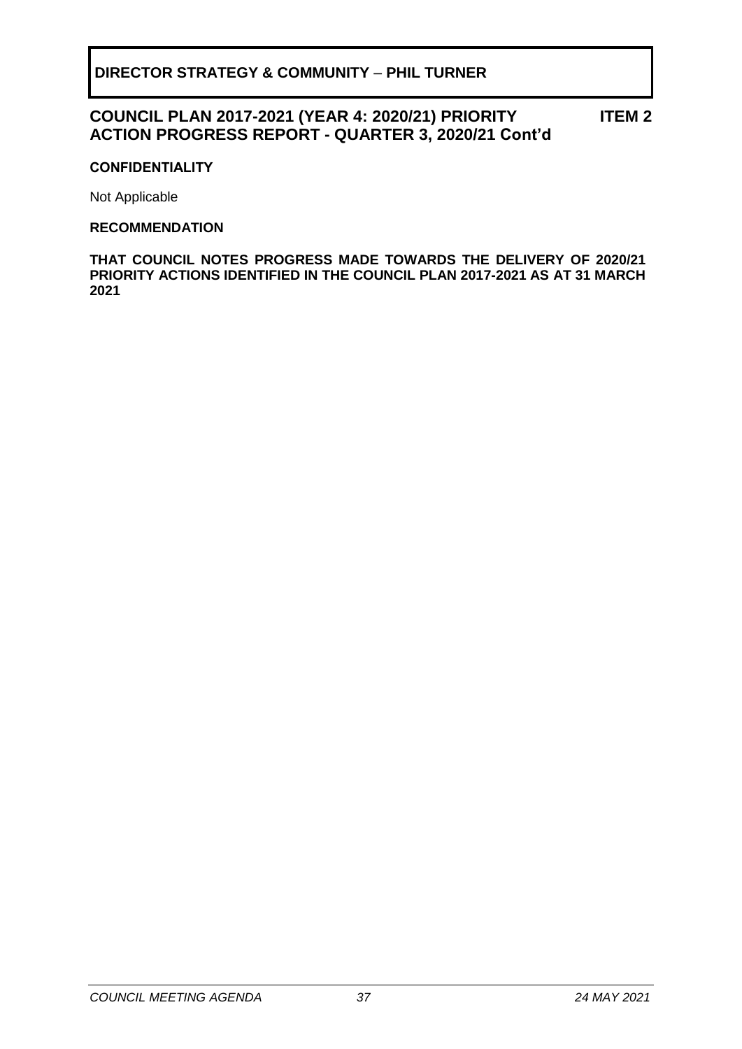**DIRECTOR STRATEGY & COMMUNITY – PHIL TURNER**

## COUNCIL PLAN 2017-2021 (YEAR 4: 2020/21) PRIORITY ACTION PROGRESS REPORT - QUARTER 3, 2020/21 Cont'd — ITEM 2

**CONFIDENTIALITY**

Not Applicable

**RECOMMENDATION**

**THAT COUNCIL NOTES PROGRESS MADE TOWARDS THE DELIVERY OF 2020/21 PRIORITY ACTIONS IDENTIFIED IN THE COUNCIL PLAN 2017-2021 AS AT 31 MARCH 2021**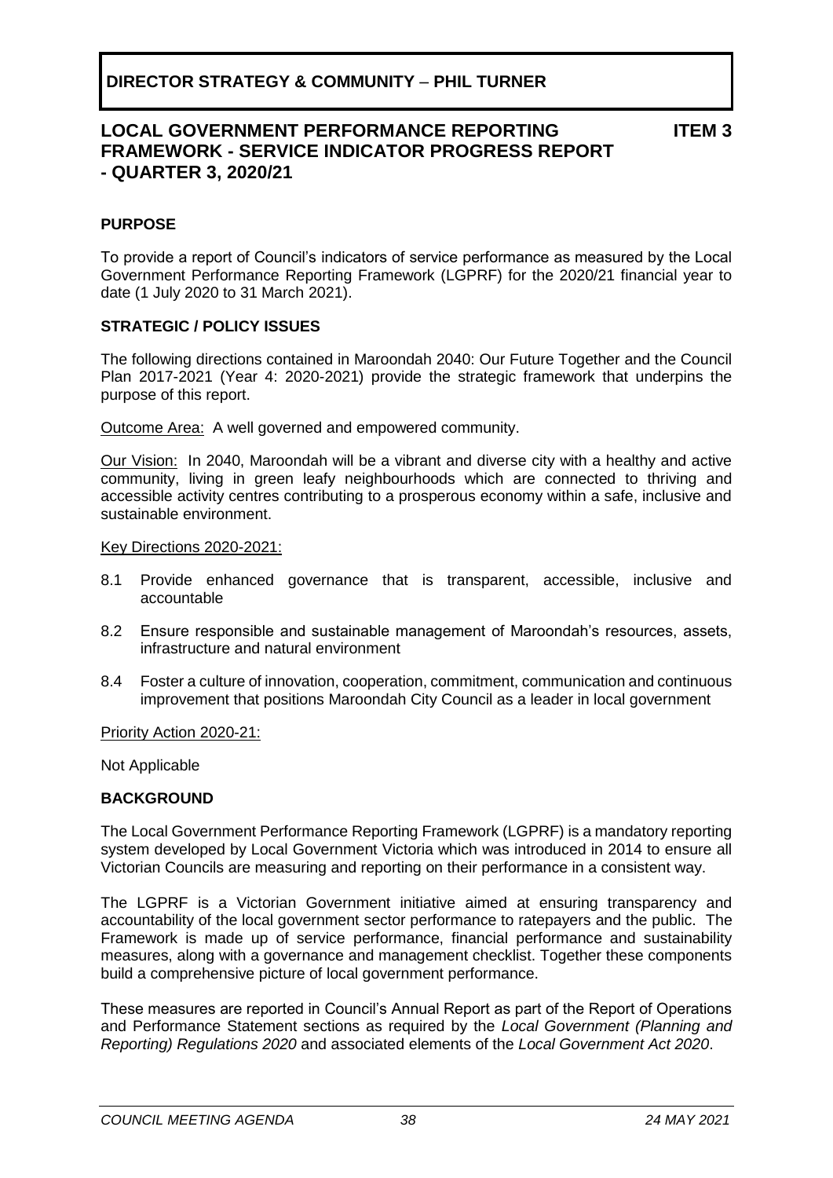# DIRECTOR STRATEGY & COMMUNITY – PHIL TURNER

## LOCAL GOVERNMENT PERFORMANCE REPORTING FRAMEWORK - SERVICE INDICATOR PROGRESS REPORT - QUARTER 3, 2020/21

**ITEM 3**

### PURPOSE

To provide a report of Council's indicators of service performance as measured by the Local Government Performance Reporting Framework (LGPRF) for the 2020/21 financial year to date (1 July 2020 to 31 March 2021).

### STRATEGIC / POLICY ISSUES

The following directions contained in Maroondah 2040: Our Future Together and the Council Plan 2017-2021 (Year 4: 2020-2021) provide the strategic framework that underpins the purpose of this report.

Outcome Area: A well governed and empowered community.

Our Vision: In 2040, Maroondah will be a vibrant and diverse city with a healthy and active community, living in green leafy neighbourhoods which are connected to thriving and accessible activity centres contributing to a prosperous economy within a safe, inclusive and sustainable environment.

Key Directions 2020-2021:

8.1 Provide enhanced governance that is transparent, accessible, inclusive and accountable

8.2 Ensure responsible and sustainable management of Maroondah's resources, assets, infrastructure and natural environment

8.4 Foster a culture of innovation, cooperation, commitment, communication and continuous improvement that positions Maroondah City Council as a leader in local government

Priority Action 2020-21:

Not Applicable

### BACKGROUND

The Local Government Performance Reporting Framework (LGPRF) is a mandatory reporting system developed by Local Government Victoria which was introduced in 2014 to ensure all Victorian Councils are measuring and reporting on their performance in a consistent way.

The LGPRF is a Victorian Government initiative aimed at ensuring transparency and accountability of the local government sector performance to ratepayers and the public. The Framework is made up of service performance, financial performance and sustainability measures, along with a governance and management checklist. Together these components build a comprehensive picture of local government performance.

These measures are reported in Council's Annual Report as part of the Report of Operations and Performance Statement sections as required by the *Local Government (Planning and Reporting) Regulations 2020* and associated elements of the *Local Government Act 2020*.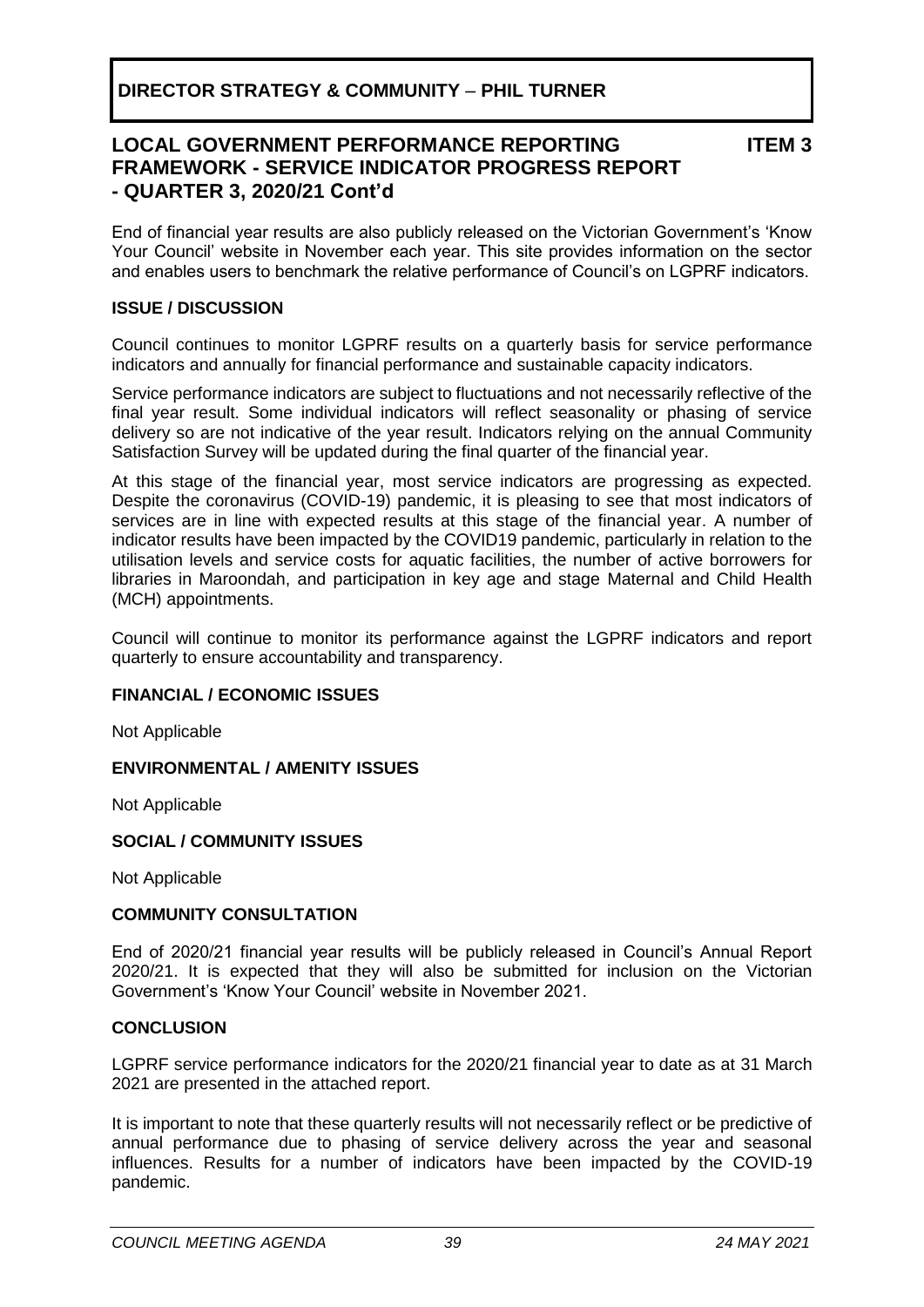**DIRECTOR STRATEGY & COMMUNITY – PHIL TURNER**

## LOCAL GOVERNMENT PERFORMANCE REPORTING FRAMEWORK - SERVICE INDICATOR PROGRESS REPORT - QUARTER 3, 2020/21 Cont'd

**ITEM 3**

End of financial year results are also publicly released on the Victorian Government's 'Know Your Council' website in November each year. This site provides information on the sector and enables users to benchmark the relative performance of Council's on LGPRF indicators.

### ISSUE / DISCUSSION

Council continues to monitor LGPRF results on a quarterly basis for service performance indicators and annually for financial performance and sustainable capacity indicators.

Service performance indicators are subject to fluctuations and not necessarily reflective of the final year result. Some individual indicators will reflect seasonality or phasing of service delivery so are not indicative of the year result. Indicators relying on the annual Community Satisfaction Survey will be updated during the final quarter of the financial year.

At this stage of the financial year, most service indicators are progressing as expected. Despite the coronavirus (COVID-19) pandemic, it is pleasing to see that most indicators of services are in line with expected results at this stage of the financial year. A number of indicator results have been impacted by the COVID19 pandemic, particularly in relation to the utilisation levels and service costs for aquatic facilities, the number of active borrowers for libraries in Maroondah, and participation in key age and stage Maternal and Child Health (MCH) appointments.

Council will continue to monitor its performance against the LGPRF indicators and report quarterly to ensure accountability and transparency.

### FINANCIAL / ECONOMIC ISSUES

Not Applicable

### ENVIRONMENTAL / AMENITY ISSUES

Not Applicable

### SOCIAL / COMMUNITY ISSUES

Not Applicable

### COMMUNITY CONSULTATION

End of 2020/21 financial year results will be publicly released in Council's Annual Report 2020/21. It is expected that they will also be submitted for inclusion on the Victorian Government's 'Know Your Council' website in November 2021.

### CONCLUSION

LGPRF service performance indicators for the 2020/21 financial year to date as at 31 March 2021 are presented in the attached report.

It is important to note that these quarterly results will not necessarily reflect or be predictive of annual performance due to phasing of service delivery across the year and seasonal influences. Results for a number of indicators have been impacted by the COVID-19 pandemic.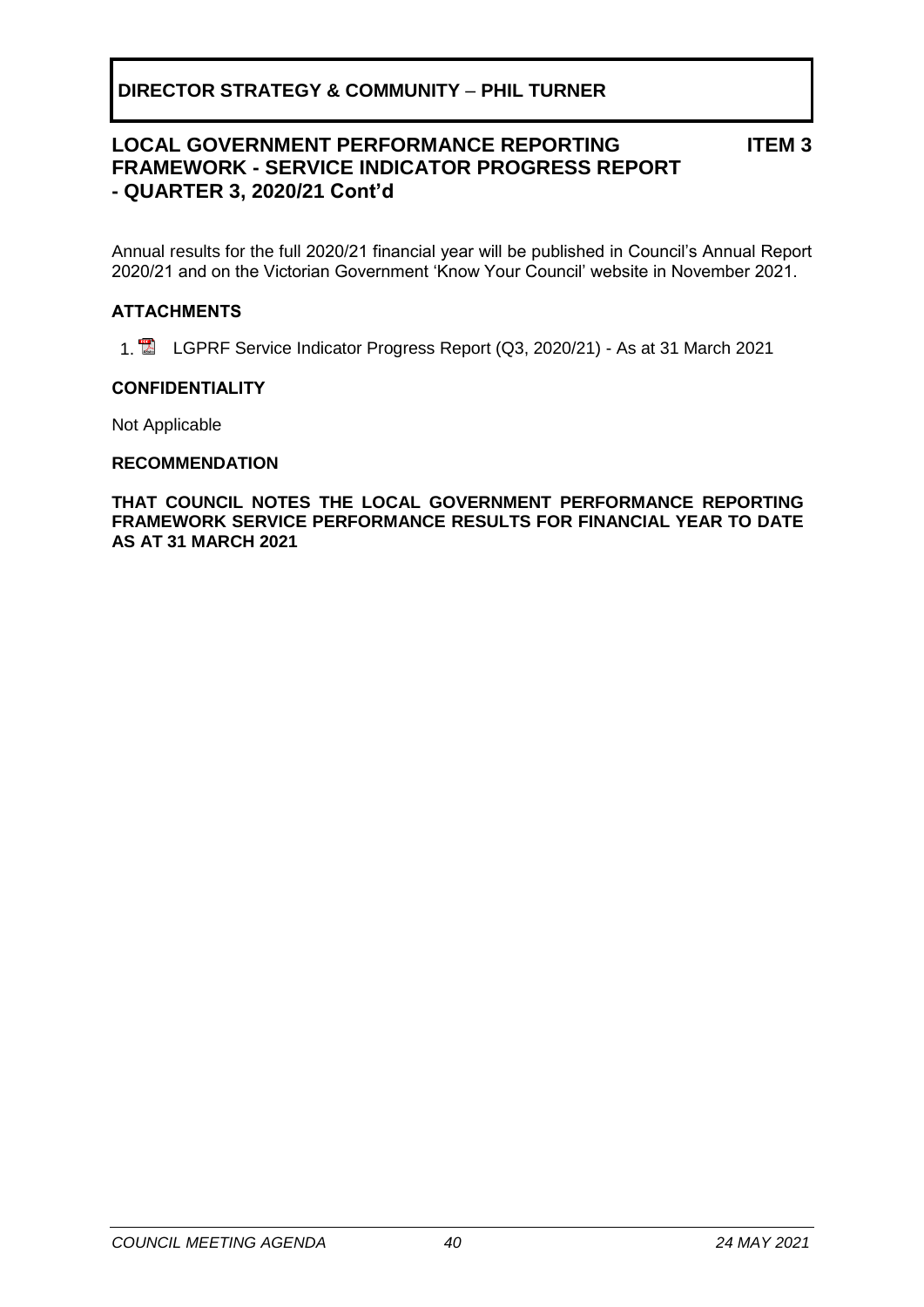**DIRECTOR STRATEGY & COMMUNITY – PHIL TURNER**

## LOCAL GOVERNMENT PERFORMANCE REPORTING FRAMEWORK - SERVICE INDICATOR PROGRESS REPORT - QUARTER 3, 2020/21 Cont'd

**ITEM 3**

Annual results for the full 2020/21 financial year will be published in Council's Annual Report 2020/21 and on the Victorian Government 'Know Your Council' website in November 2021.

### ATTACHMENTS

1. LGPRF Service Indicator Progress Report (Q3, 2020/21) - As at 31 March 2021

### CONFIDENTIALITY

Not Applicable

### RECOMMENDATION

**THAT COUNCIL NOTES THE LOCAL GOVERNMENT PERFORMANCE REPORTING FRAMEWORK SERVICE PERFORMANCE RESULTS FOR FINANCIAL YEAR TO DATE AS AT 31 MARCH 2021**